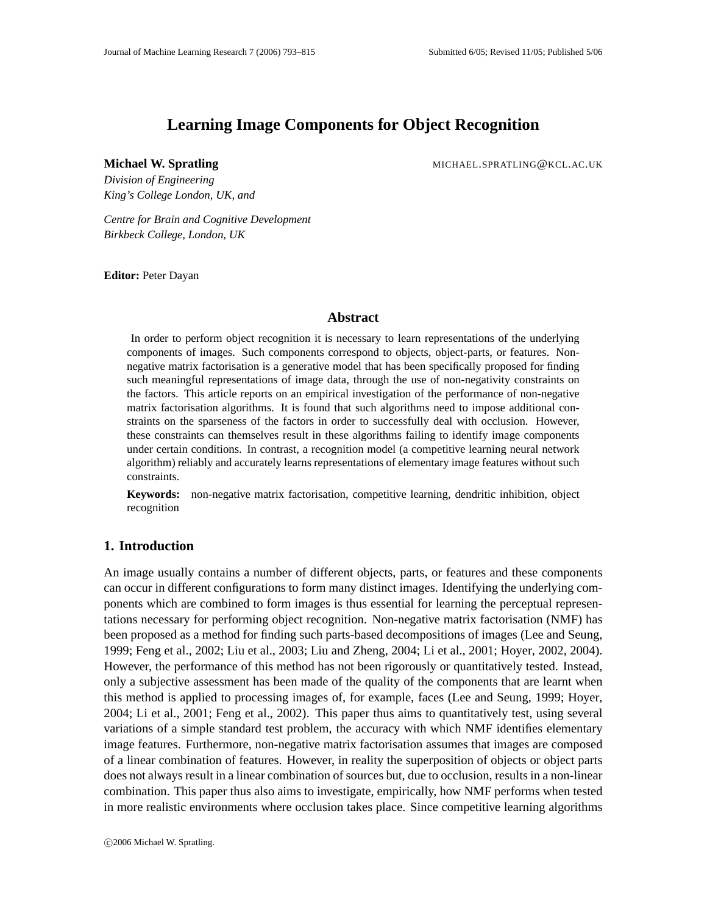# Learning Image Components for Object Recognition

**Michael W. Spratling** MICHAEL.SPRATLING@KCL.AC.UK

*Division of Engineering*
*King's College London, UK, and*

*Centre for Brain and Cognitive Development*
*Birkbeck College, London, UK*

**Editor:** Peter Dayan

## Abstract

In order to perform object recognition it is necessary to learn representations of the underlying components of images. Such components correspond to objects, object-parts, or features. Non-negative matrix factorisation is a generative model that has been specifically proposed for finding such meaningful representations of image data, through the use of non-negativity constraints on the factors. This article reports on an empirical investigation of the performance of non-negative matrix factorisation algorithms. It is found that such algorithms need to impose additional constraints on the sparseness of the factors in order to successfully deal with occlusion. However, these constraints can themselves result in these algorithms failing to identify image components under certain conditions. In contrast, a recognition model (a competitive learning neural network algorithm) reliably and accurately learns representations of elementary image features without such constraints.

**Keywords:** non-negative matrix factorisation, competitive learning, dendritic inhibition, object recognition

## 1. Introduction

An image usually contains a number of different objects, parts, or features and these components can occur in different configurations to form many distinct images. Identifying the underlying components which are combined to form images is thus essential for learning the perceptual representations necessary for performing object recognition. Non-negative matrix factorisation (NMF) has been proposed as a method for finding such parts-based decompositions of images (Lee and Seung, 1999; Feng et al., 2002; Liu et al., 2003; Liu and Zheng, 2004; Li et al., 2001; Hoyer, 2002, 2004). However, the performance of this method has not been rigorously or quantitatively tested. Instead, only a subjective assessment has been made of the quality of the components that are learnt when this method is applied to processing images of, for example, faces (Lee and Seung, 1999; Hoyer, 2004; Li et al., 2001; Feng et al., 2002). This paper thus aims to quantitatively test, using several variations of a simple standard test problem, the accuracy with which NMF identifies elementary image features. Furthermore, non-negative matrix factorisation assumes that images are composed of a linear combination of features. However, in reality the superposition of objects or object parts does not always result in a linear combination of sources but, due to occlusion, results in a non-linear combination. This paper thus also aims to investigate, empirically, how NMF performs when tested in more realistic environments where occlusion takes place. Since competitive learning algorithms

©2006 Michael W. Spratling.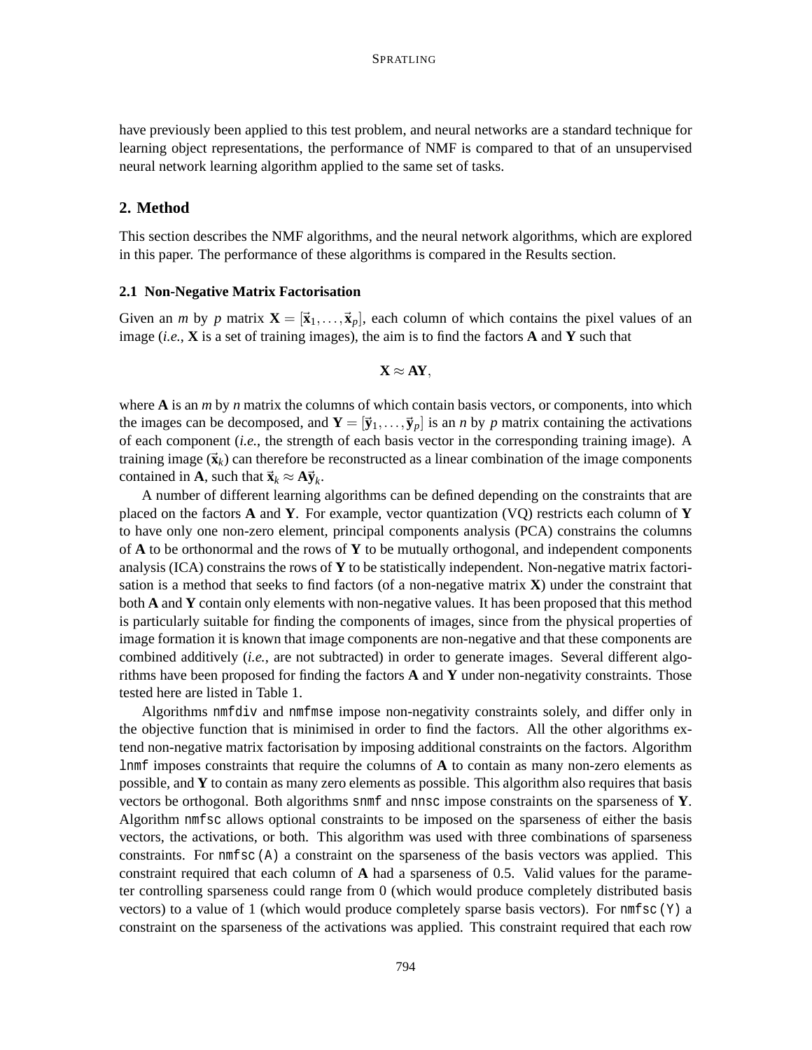have previously been applied to this test problem, and neural networks are a standard technique for learning object representations, the performance of NMF is compared to that of an unsupervised neural network learning algorithm applied to the same set of tasks.

## 2. Method

This section describes the NMF algorithms, and the neural network algorithms, which are explored in this paper. The performance of these algorithms is compared in the Results section.

### 2.1 Non-Negative Matrix Factorisation

Given an $m$ by $p$ matrix $\mathbf{X} = [\vec{\mathbf{x}}_1, \ldots, \vec{\mathbf{x}}_p]$, each column of which contains the pixel values of an image (*i.e.*, $\mathbf{X}$ is a set of training images), the aim is to find the factors $\mathbf{A}$ and $\mathbf{Y}$ such that

$$\mathbf{X} \approx \mathbf{A}\mathbf{Y},$$

where $\mathbf{A}$ is an $m$ by $n$ matrix the columns of which contain basis vectors, or components, into which the images can be decomposed, and $\mathbf{Y} = [\vec{\mathbf{y}}_1, \ldots, \vec{\mathbf{y}}_p]$ is an $n$ by $p$ matrix containing the activations of each component (*i.e.*, the strength of each basis vector in the corresponding training image). A training image ($\vec{\mathbf{x}}_k$) can therefore be reconstructed as a linear combination of the image components contained in $\mathbf{A}$, such that $\vec{\mathbf{x}}_k \approx \mathbf{A}\vec{\mathbf{y}}_k$.

A number of different learning algorithms can be defined depending on the constraints that are placed on the factors $\mathbf{A}$ and $\mathbf{Y}$. For example, vector quantization (VQ) restricts each column of $\mathbf{Y}$ to have only one non-zero element, principal components analysis (PCA) constrains the columns of $\mathbf{A}$ to be orthonormal and the rows of $\mathbf{Y}$ to be mutually orthogonal, and independent components analysis (ICA) constrains the rows of $\mathbf{Y}$ to be statistically independent. Non-negative matrix factorisation is a method that seeks to find factors (of a non-negative matrix $\mathbf{X}$) under the constraint that both $\mathbf{A}$ and $\mathbf{Y}$ contain only elements with non-negative values. It has been proposed that this method is particularly suitable for finding the components of images, since from the physical properties of image formation it is known that image components are non-negative and that these components are combined additively (*i.e.*, are not subtracted) in order to generate images. Several different algorithms have been proposed for finding the factors $\mathbf{A}$ and $\mathbf{Y}$ under non-negativity constraints. Those tested here are listed in Table 1.

Algorithms `nmfdiv` and `nmfmse` impose non-negativity constraints solely, and differ only in the objective function that is minimised in order to find the factors. All the other algorithms extend non-negative matrix factorisation by imposing additional constraints on the factors. Algorithm `lnmf` imposes constraints that require the columns of $\mathbf{A}$ to contain as many non-zero elements as possible, and $\mathbf{Y}$ to contain as many zero elements as possible. This algorithm also requires that basis vectors be orthogonal. Both algorithms `snmf` and `nnsc` impose constraints on the sparseness of $\mathbf{Y}$. Algorithm `nmfsc` allows optional constraints to be imposed on the sparseness of either the basis vectors, the activations, or both. This algorithm was used with three combinations of sparseness constraints. For `nmfsc(A)` a constraint on the sparseness of the basis vectors was applied. This constraint required that each column of $\mathbf{A}$ had a sparseness of 0.5. Valid values for the parameter controlling sparseness could range from 0 (which would produce completely distributed basis vectors) to a value of 1 (which would produce completely sparse basis vectors). For `nmfsc(Y)` a constraint on the sparseness of the activations was applied. This constraint required that each row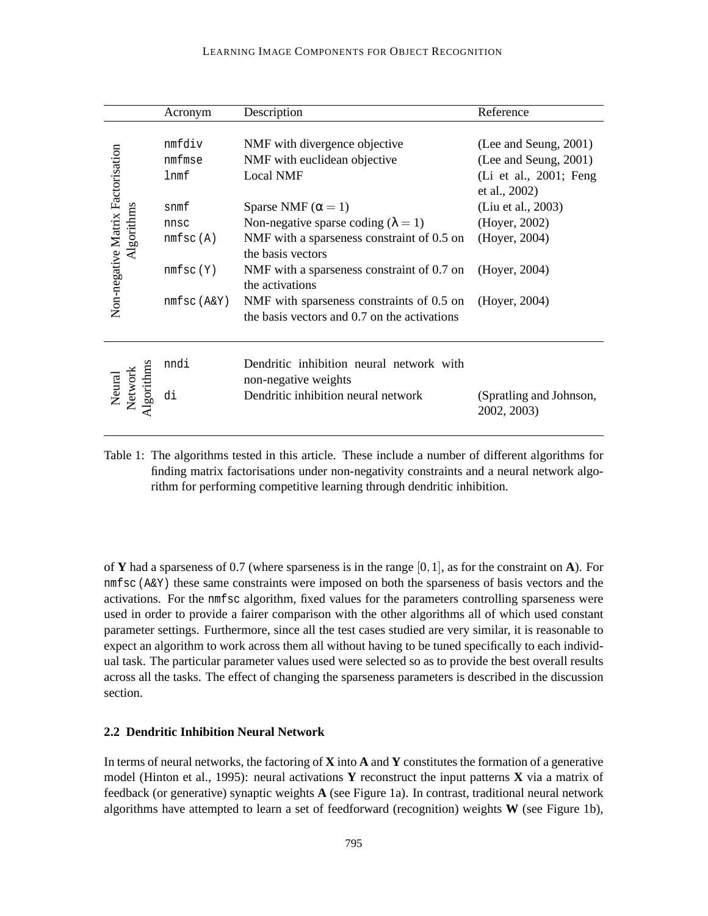| | Acronym | Description | Reference |
|---|---|---|---|
| Non-negative Matrix Factorisation Algorithms | nmfdiv | NMF with divergence objective | (Lee and Seung, 2001) |
| | nmfmse | NMF with euclidean objective | (Lee and Seung, 2001) |
| | lnmf | Local NMF | (Li et al., 2001; Feng et al., 2002) |
| | snmf | Sparse NMF ($\alpha = 1$) | (Liu et al., 2003) |
| | nnsc | Non-negative sparse coding ($\lambda = 1$) | (Hoyer, 2002) |
| | nmfsc(A) | NMF with a sparseness constraint of 0.5 on the basis vectors | (Hoyer, 2004) |
| | nmfsc(Y) | NMF with a sparseness constraint of 0.7 on the activations | (Hoyer, 2004) |
| | nmfsc(A&Y) | NMF with sparseness constraints of 0.5 on the basis vectors and 0.7 on the activations | (Hoyer, 2004) |
| Neural Network Algorithms | nndi | Dendritic inhibition neural network with non-negative weights | |
| | di | Dendritic inhibition neural network | (Spratling and Johnson, 2002, 2003) |

Table 1: The algorithms tested in this article. These include a number of different algorithms for finding matrix factorisations under non-negativity constraints and a neural network algorithm for performing competitive learning through dendritic inhibition.

of $\mathbf{Y}$ had a sparseness of 0.7 (where sparseness is in the range $[0,1]$, as for the constraint on $\mathbf{A}$). For nmfsc(A&Y) these same constraints were imposed on both the sparseness of basis vectors and the activations. For the nmfsc algorithm, fixed values for the parameters controlling sparseness were used in order to provide a fairer comparison with the other algorithms all of which used constant parameter settings. Furthermore, since all the test cases studied are very similar, it is reasonable to expect an algorithm to work across them all without having to be tuned specifically to each individual task. The particular parameter values used were selected so as to provide the best overall results across all the tasks. The effect of changing the sparseness parameters is described in the discussion section.

### 2.2 Dendritic Inhibition Neural Network

In terms of neural networks, the factoring of $\mathbf{X}$ into $\mathbf{A}$ and $\mathbf{Y}$ constitutes the formation of a generative model (Hinton et al., 1995): neural activations $\mathbf{Y}$ reconstruct the input patterns $\mathbf{X}$ via a matrix of feedback (or generative) synaptic weights $\mathbf{A}$ (see Figure 1a). In contrast, traditional neural network algorithms have attempted to learn a set of feedforward (recognition) weights $\mathbf{W}$ (see Figure 1b),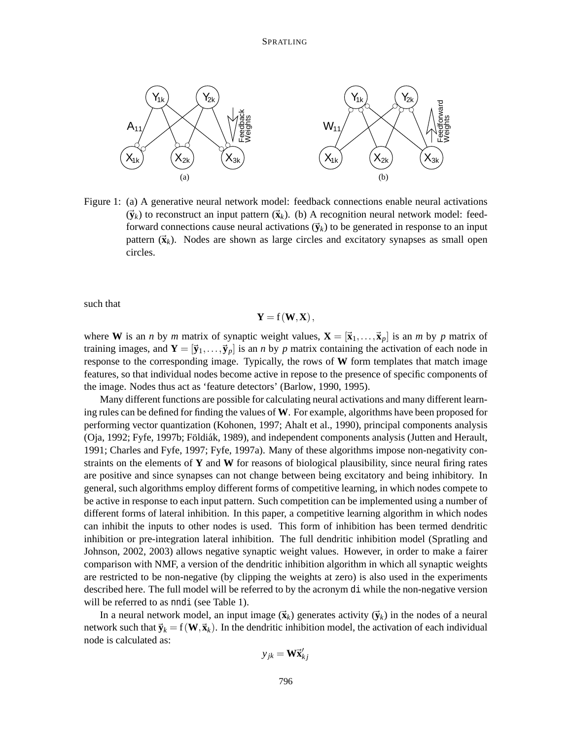Figure 1: (a) A generative neural network model: feedback connections enable neural activations ($\vec{\mathbf{y}}_k$) to reconstruct an input pattern ($\vec{\mathbf{x}}_k$). (b) A recognition neural network model: feedforward connections cause neural activations ($\vec{\mathbf{y}}_k$) to be generated in response to an input pattern ($\vec{\mathbf{x}}_k$). Nodes are shown as large circles and excitatory synapses as small open circles.

such that

$$\mathbf{Y} = \mathrm{f}(\mathbf{W}, \mathbf{X}),$$

where $\mathbf{W}$ is an $n$ by $m$ matrix of synaptic weight values, $\mathbf{X} = [\vec{\mathbf{x}}_1, \ldots, \vec{\mathbf{x}}_p]$ is an $m$ by $p$ matrix of training images, and $\mathbf{Y} = [\vec{\mathbf{y}}_1, \ldots, \vec{\mathbf{y}}_p]$ is an $n$ by $p$ matrix containing the activation of each node in response to the corresponding image. Typically, the rows of $\mathbf{W}$ form templates that match image features, so that individual nodes become active in repose to the presence of specific components of the image. Nodes thus act as 'feature detectors' (Barlow, 1990, 1995).

Many different functions are possible for calculating neural activations and many different learning rules can be defined for finding the values of $\mathbf{W}$. For example, algorithms have been proposed for performing vector quantization (Kohonen, 1997; Ahalt et al., 1990), principal components analysis (Oja, 1992; Fyfe, 1997b; Földiák, 1989), and independent components analysis (Jutten and Herault, 1991; Charles and Fyfe, 1997; Fyfe, 1997a). Many of these algorithms impose non-negativity constraints on the elements of $\mathbf{Y}$ and $\mathbf{W}$ for reasons of biological plausibility, since neural firing rates are positive and since synapses can not change between being excitatory and being inhibitory. In general, such algorithms employ different forms of competitive learning, in which nodes compete to be active in response to each input pattern. Such competition can be implemented using a number of different forms of lateral inhibition. In this paper, a competitive learning algorithm in which nodes can inhibit the inputs to other nodes is used. This form of inhibition has been termed dendritic inhibition or pre-integration lateral inhibition. The full dendritic inhibition model (Spratling and Johnson, 2002, 2003) allows negative synaptic weight values. However, in order to make a fairer comparison with NMF, a version of the dendritic inhibition algorithm in which all synaptic weights are restricted to be non-negative (by clipping the weights at zero) is also used in the experiments described here. The full model will be referred to by the acronym `di` while the non-negative version will be referred to as `nndi` (see Table 1).

In a neural network model, an input image ($\vec{\mathbf{x}}_k$) generates activity ($\vec{\mathbf{y}}_k$) in the nodes of a neural network such that $\vec{\mathbf{y}}_k = \mathrm{f}(\mathbf{W}, \vec{\mathbf{x}}_k)$. In the dendritic inhibition model, the activation of each individual node is calculated as:

$$y_{jk} = \mathbf{W}\vec{\mathbf{x}}'_{kj}$$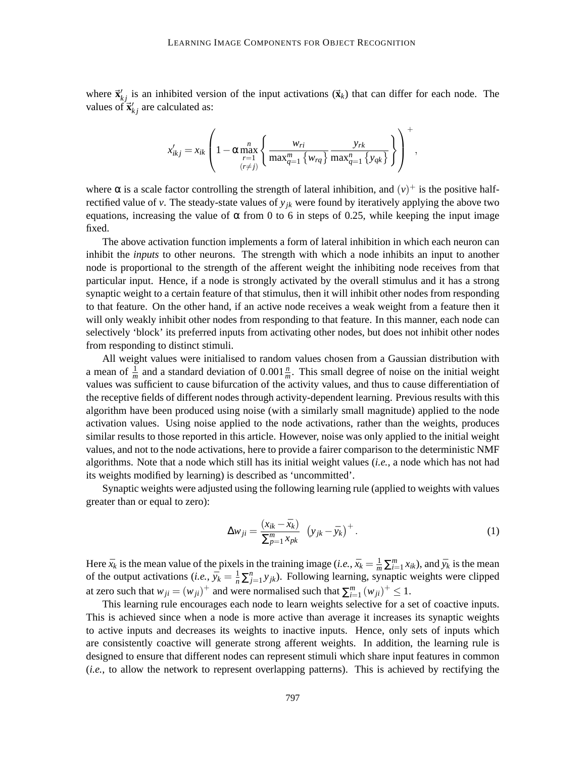where $\vec{\mathbf{x}}'_{kj}$ is an inhibited version of the input activations ($\vec{\mathbf{x}}_k$) that can differ for each node. The values of $\vec{\mathbf{x}}'_{kj}$ are calculated as:

$$x'_{ikj} = x_{ik} \left( 1 - \alpha \max_{\substack{r=1 \\ (r \neq j)}}^{n} \left\{ \frac{w_{ri}}{\max_{q=1}^{m} \left\{ w_{rq} \right\}} \frac{y_{rk}}{\max_{q=1}^{n} \left\{ y_{qk} \right\}} \right\} \right)^{+},$$

where $\alpha$ is a scale factor controlling the strength of lateral inhibition, and $(v)^+$ is the positive half-rectified value of $v$. The steady-state values of $y_{jk}$ were found by iteratively applying the above two equations, increasing the value of $\alpha$ from 0 to 6 in steps of 0.25, while keeping the input image fixed.

The above activation function implements a form of lateral inhibition in which each neuron can inhibit the *inputs* to other neurons. The strength with which a node inhibits an input to another node is proportional to the strength of the afferent weight the inhibiting node receives from that particular input. Hence, if a node is strongly activated by the overall stimulus and it has a strong synaptic weight to a certain feature of that stimulus, then it will inhibit other nodes from responding to that feature. On the other hand, if an active node receives a weak weight from a feature then it will only weakly inhibit other nodes from responding to that feature. In this manner, each node can selectively 'block' its preferred inputs from activating other nodes, but does not inhibit other nodes from responding to distinct stimuli.

All weight values were initialised to random values chosen from a Gaussian distribution with a mean of $\frac{1}{m}$ and a standard deviation of $0.001\frac{n}{m}$. This small degree of noise on the initial weight values was sufficient to cause bifurcation of the activity values, and thus to cause differentiation of the receptive fields of different nodes through activity-dependent learning. Previous results with this algorithm have been produced using noise (with a similarly small magnitude) applied to the node activation values. Using noise applied to the node activations, rather than the weights, produces similar results to those reported in this article. However, noise was only applied to the initial weight values, and not to the node activations, here to provide a fairer comparison to the deterministic NMF algorithms. Note that a node which still has its initial weight values (*i.e.*, a node which has not had its weights modified by learning) is described as 'uncommitted'.

Synaptic weights were adjusted using the following learning rule (applied to weights with values greater than or equal to zero):

$$\Delta w_{ji} = \frac{(x_{ik} - \bar{x}_k)}{\sum_{p=1}^{m} x_{pk}} \left( y_{jk} - \bar{y}_k \right)^{+}. \tag{1}$$

Here $\bar{x}_k$ is the mean value of the pixels in the training image (*i.e.*, $\bar{x}_k = \frac{1}{m}\sum_{i=1}^{m} x_{ik}$), and $\bar{y}_k$ is the mean of the output activations (*i.e.*, $\bar{y}_k = \frac{1}{n}\sum_{j=1}^{n} y_{jk}$). Following learning, synaptic weights were clipped at zero such that $w_{ji} = (w_{ji})^+$ and were normalised such that $\sum_{i=1}^{m} (w_{ji})^+ \leq 1$.

This learning rule encourages each node to learn weights selective for a set of coactive inputs. This is achieved since when a node is more active than average it increases its synaptic weights to active inputs and decreases its weights to inactive inputs. Hence, only sets of inputs which are consistently coactive will generate strong afferent weights. In addition, the learning rule is designed to ensure that different nodes can represent stimuli which share input features in common (*i.e.*, to allow the network to represent overlapping patterns). This is achieved by rectifying the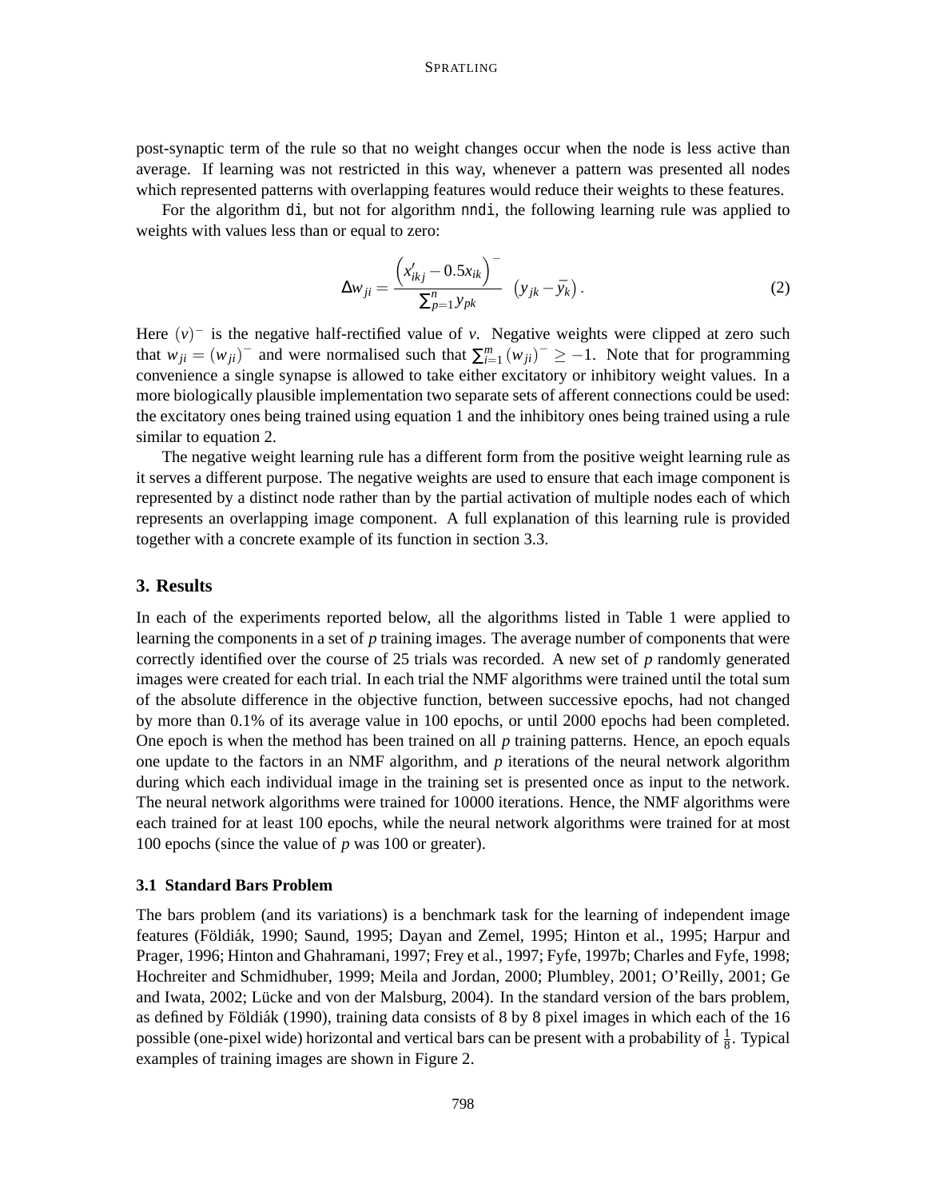post-synaptic term of the rule so that no weight changes occur when the node is less active than average. If learning was not restricted in this way, whenever a pattern was presented all nodes which represented patterns with overlapping features would reduce their weights to these features.

For the algorithm `di`, but not for algorithm `nndi`, the following learning rule was applied to weights with values less than or equal to zero:

$$\Delta w_{ji} = \frac{\left(x'_{ikj} - 0.5x_{ik}\right)^{-}}{\sum_{p=1}^{n} y_{pk}} \left(y_{jk} - \bar{y}_k\right). \tag{2}$$

Here $(v)^{-}$ is the negative half-rectified value of $v$. Negative weights were clipped at zero such that $w_{ji} = (w_{ji})^{-}$ and were normalised such that $\sum_{i=1}^{m} (w_{ji})^{-} \geq -1$. Note that for programming convenience a single synapse is allowed to take either excitatory or inhibitory weight values. In a more biologically plausible implementation two separate sets of afferent connections could be used: the excitatory ones being trained using equation 1 and the inhibitory ones being trained using a rule similar to equation 2.

The negative weight learning rule has a different form from the positive weight learning rule as it serves a different purpose. The negative weights are used to ensure that each image component is represented by a distinct node rather than by the partial activation of multiple nodes each of which represents an overlapping image component. A full explanation of this learning rule is provided together with a concrete example of its function in section 3.3.

## 3. Results

In each of the experiments reported below, all the algorithms listed in Table 1 were applied to learning the components in a set of $p$ training images. The average number of components that were correctly identified over the course of 25 trials was recorded. A new set of $p$ randomly generated images were created for each trial. In each trial the NMF algorithms were trained until the total sum of the absolute difference in the objective function, between successive epochs, had not changed by more than 0.1% of its average value in 100 epochs, or until 2000 epochs had been completed. One epoch is when the method has been trained on all $p$ training patterns. Hence, an epoch equals one update to the factors in an NMF algorithm, and $p$ iterations of the neural network algorithm during which each individual image in the training set is presented once as input to the network. The neural network algorithms were trained for 10000 iterations. Hence, the NMF algorithms were each trained for at least 100 epochs, while the neural network algorithms were trained for at most 100 epochs (since the value of $p$ was 100 or greater).

### 3.1 Standard Bars Problem

The bars problem (and its variations) is a benchmark task for the learning of independent image features (Földiák, 1990; Saund, 1995; Dayan and Zemel, 1995; Hinton et al., 1995; Harpur and Prager, 1996; Hinton and Ghahramani, 1997; Frey et al., 1997; Fyfe, 1997b; Charles and Fyfe, 1998; Hochreiter and Schmidhuber, 1999; Meila and Jordan, 2000; Plumbley, 2001; O'Reilly, 2001; Ge and Iwata, 2002; Lücke and von der Malsburg, 2004). In the standard version of the bars problem, as defined by Földiák (1990), training data consists of 8 by 8 pixel images in which each of the 16 possible (one-pixel wide) horizontal and vertical bars can be present with a probability of $\frac{1}{8}$. Typical examples of training images are shown in Figure 2.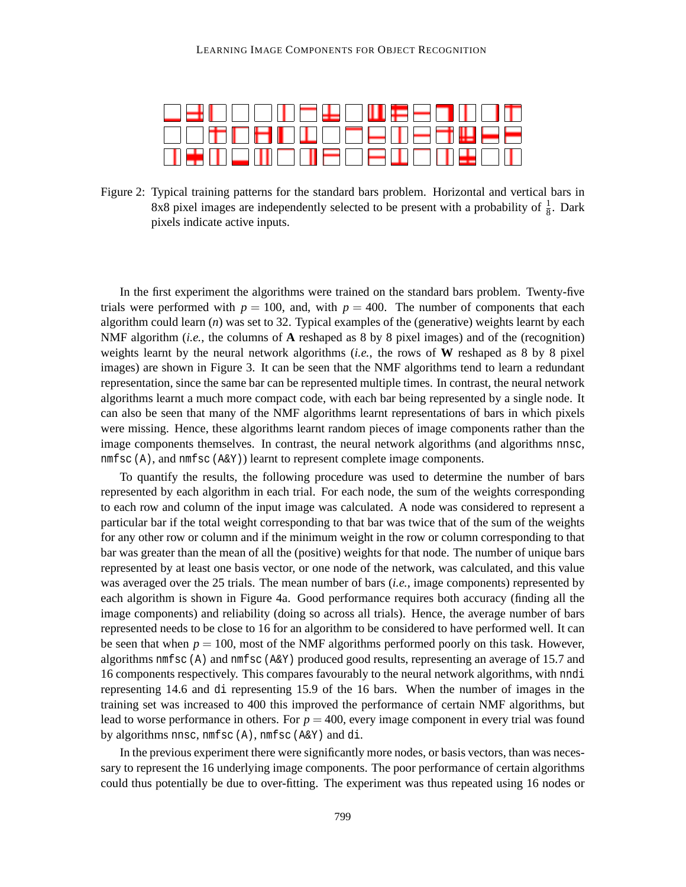Figure 2: Typical training patterns for the standard bars problem. Horizontal and vertical bars in 8x8 pixel images are independently selected to be present with a probability of $\frac{1}{8}$. Dark pixels indicate active inputs.

In the first experiment the algorithms were trained on the standard bars problem. Twenty-five trials were performed with $p = 100$, and, with $p = 400$. The number of components that each algorithm could learn ($n$) was set to 32. Typical examples of the (generative) weights learnt by each NMF algorithm (*i.e.*, the columns of **A** reshaped as 8 by 8 pixel images) and of the (recognition) weights learnt by the neural network algorithms (*i.e.*, the rows of **W** reshaped as 8 by 8 pixel images) are shown in Figure 3. It can be seen that the NMF algorithms tend to learn a redundant representation, since the same bar can be represented multiple times. In contrast, the neural network algorithms learnt a much more compact code, with each bar being represented by a single node. It can also be seen that many of the NMF algorithms learnt representations of bars in which pixels were missing. Hence, these algorithms learnt random pieces of image components rather than the image components themselves. In contrast, the neural network algorithms (and algorithms `nnsc`, `nmfsc(A)`, and `nmfsc(A&Y)`) learnt to represent complete image components.

To quantify the results, the following procedure was used to determine the number of bars represented by each algorithm in each trial. For each node, the sum of the weights corresponding to each row and column of the input image was calculated. A node was considered to represent a particular bar if the total weight corresponding to that bar was twice that of the sum of the weights for any other row or column and if the minimum weight in the row or column corresponding to that bar was greater than the mean of all the (positive) weights for that node. The number of unique bars represented by at least one basis vector, or one node of the network, was calculated, and this value was averaged over the 25 trials. The mean number of bars (*i.e.*, image components) represented by each algorithm is shown in Figure 4a. Good performance requires both accuracy (finding all the image components) and reliability (doing so across all trials). Hence, the average number of bars represented needs to be close to 16 for an algorithm to be considered to have performed well. It can be seen that when $p = 100$, most of the NMF algorithms performed poorly on this task. However, algorithms `nmfsc(A)` and `nmfsc(A&Y)` produced good results, representing an average of 15.7 and 16 components respectively. This compares favourably to the neural network algorithms, with `nndi` representing 14.6 and `di` representing 15.9 of the 16 bars. When the number of images in the training set was increased to 400 this improved the performance of certain NMF algorithms, but lead to worse performance in others. For $p = 400$, every image component in every trial was found by algorithms `nnsc`, `nmfsc(A)`, `nmfsc(A&Y)` and `di`.

In the previous experiment there were significantly more nodes, or basis vectors, than was necessary to represent the 16 underlying image components. The poor performance of certain algorithms could thus potentially be due to over-fitting. The experiment was thus repeated using 16 nodes or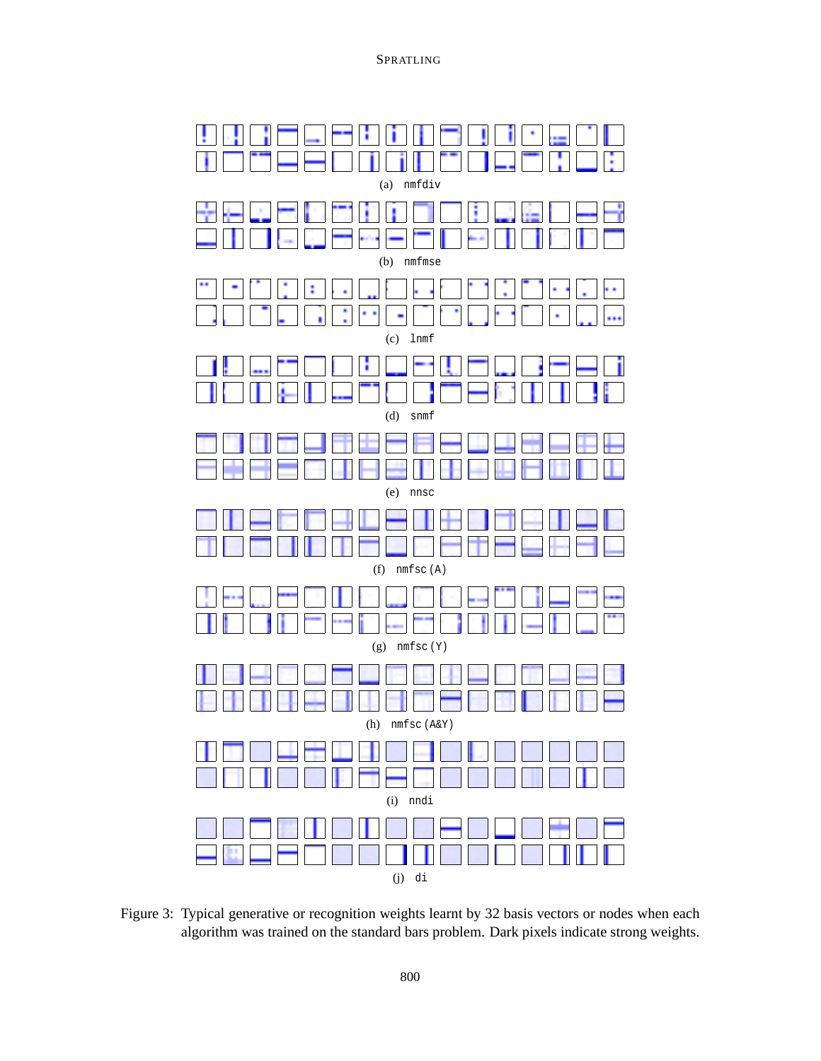(a) nmfdiv

(b) nmfmse

(c) lnmf

(d) snmf

(e) nnsc

(f) nmfsc (A)

(g) nmfsc (Y)

(h) nmfsc (A&Y)

(i) nndi

(j) di

Figure 3: Typical generative or recognition weights learnt by 32 basis vectors or nodes when each algorithm was trained on the standard bars problem. Dark pixels indicate strong weights.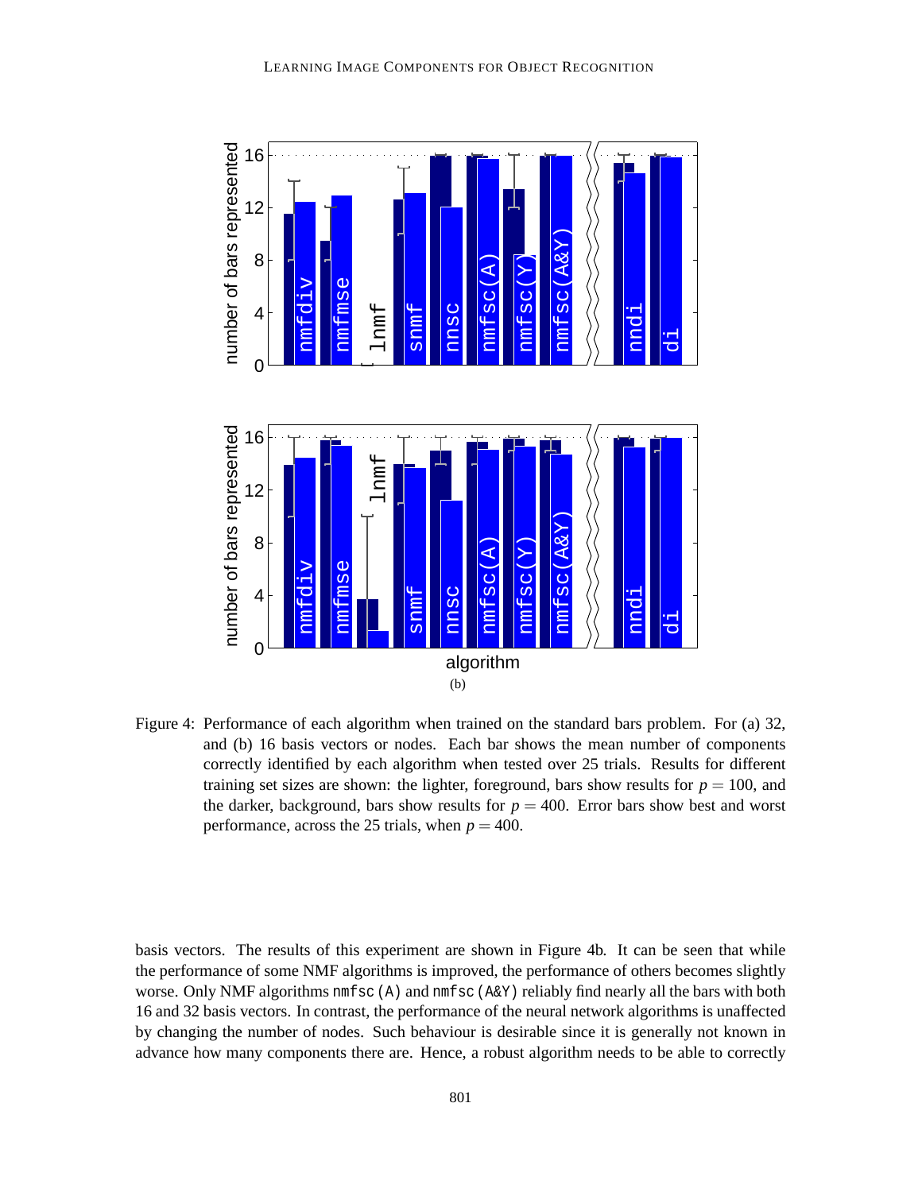Figure 4: Performance of each algorithm when trained on the standard bars problem. For (a) 32, and (b) 16 basis vectors or nodes. Each bar shows the mean number of components correctly identified by each algorithm when tested over 25 trials. Results for different training set sizes are shown: the lighter, foreground, bars show results for $p = 100$, and the darker, background, bars show results for $p = 400$. Error bars show best and worst performance, across the 25 trials, when $p = 400$.

basis vectors. The results of this experiment are shown in Figure 4b. It can be seen that while the performance of some NMF algorithms is improved, the performance of others becomes slightly worse. Only NMF algorithms nmfsc(A) and nmfsc(A&Y) reliably find nearly all the bars with both 16 and 32 basis vectors. In contrast, the performance of the neural network algorithms is unaffected by changing the number of nodes. Such behaviour is desirable since it is generally not known in advance how many components there are. Hence, a robust algorithm needs to be able to correctly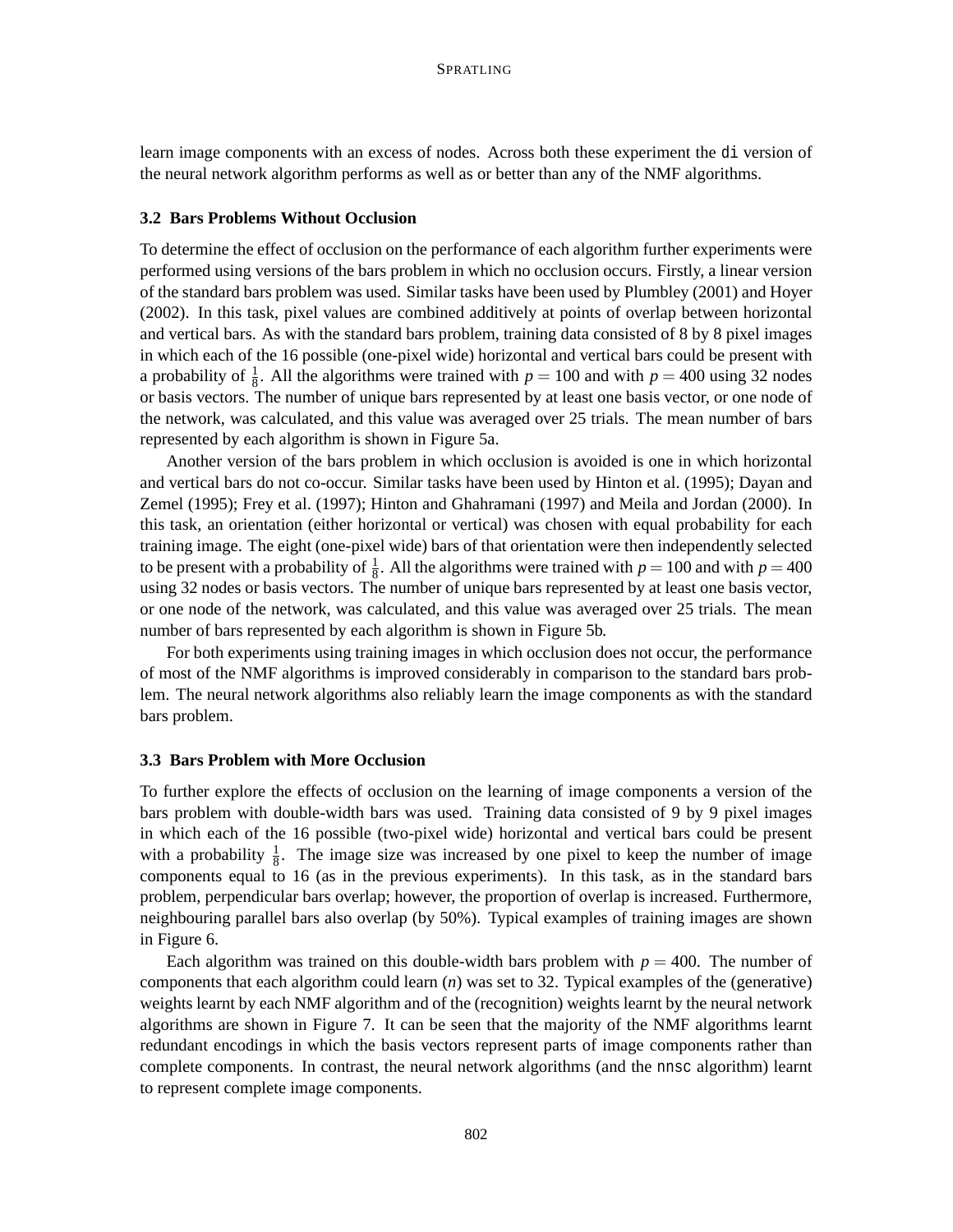learn image components with an excess of nodes. Across both these experiment the `di` version of the neural network algorithm performs as well as or better than any of the NMF algorithms.

### 3.2 Bars Problems Without Occlusion

To determine the effect of occlusion on the performance of each algorithm further experiments were performed using versions of the bars problem in which no occlusion occurs. Firstly, a linear version of the standard bars problem was used. Similar tasks have been used by Plumbley (2001) and Hoyer (2002). In this task, pixel values are combined additively at points of overlap between horizontal and vertical bars. As with the standard bars problem, training data consisted of 8 by 8 pixel images in which each of the 16 possible (one-pixel wide) horizontal and vertical bars could be present with a probability of $\frac{1}{8}$. All the algorithms were trained with $p = 100$ and with $p = 400$ using 32 nodes or basis vectors. The number of unique bars represented by at least one basis vector, or one node of the network, was calculated, and this value was averaged over 25 trials. The mean number of bars represented by each algorithm is shown in Figure 5a.

Another version of the bars problem in which occlusion is avoided is one in which horizontal and vertical bars do not co-occur. Similar tasks have been used by Hinton et al. (1995); Dayan and Zemel (1995); Frey et al. (1997); Hinton and Ghahramani (1997) and Meila and Jordan (2000). In this task, an orientation (either horizontal or vertical) was chosen with equal probability for each training image. The eight (one-pixel wide) bars of that orientation were then independently selected to be present with a probability of $\frac{1}{8}$. All the algorithms were trained with $p = 100$ and with $p = 400$ using 32 nodes or basis vectors. The number of unique bars represented by at least one basis vector, or one node of the network, was calculated, and this value was averaged over 25 trials. The mean number of bars represented by each algorithm is shown in Figure 5b.

For both experiments using training images in which occlusion does not occur, the performance of most of the NMF algorithms is improved considerably in comparison to the standard bars problem. The neural network algorithms also reliably learn the image components as with the standard bars problem.

### 3.3 Bars Problem with More Occlusion

To further explore the effects of occlusion on the learning of image components a version of the bars problem with double-width bars was used. Training data consisted of 9 by 9 pixel images in which each of the 16 possible (two-pixel wide) horizontal and vertical bars could be present with a probability $\frac{1}{8}$. The image size was increased by one pixel to keep the number of image components equal to 16 (as in the previous experiments). In this task, as in the standard bars problem, perpendicular bars overlap; however, the proportion of overlap is increased. Furthermore, neighbouring parallel bars also overlap (by 50%). Typical examples of training images are shown in Figure 6.

Each algorithm was trained on this double-width bars problem with $p = 400$. The number of components that each algorithm could learn ($n$) was set to 32. Typical examples of the (generative) weights learnt by each NMF algorithm and of the (recognition) weights learnt by the neural network algorithms are shown in Figure 7. It can be seen that the majority of the NMF algorithms learnt redundant encodings in which the basis vectors represent parts of image components rather than complete components. In contrast, the neural network algorithms (and the `nnsc` algorithm) learnt to represent complete image components.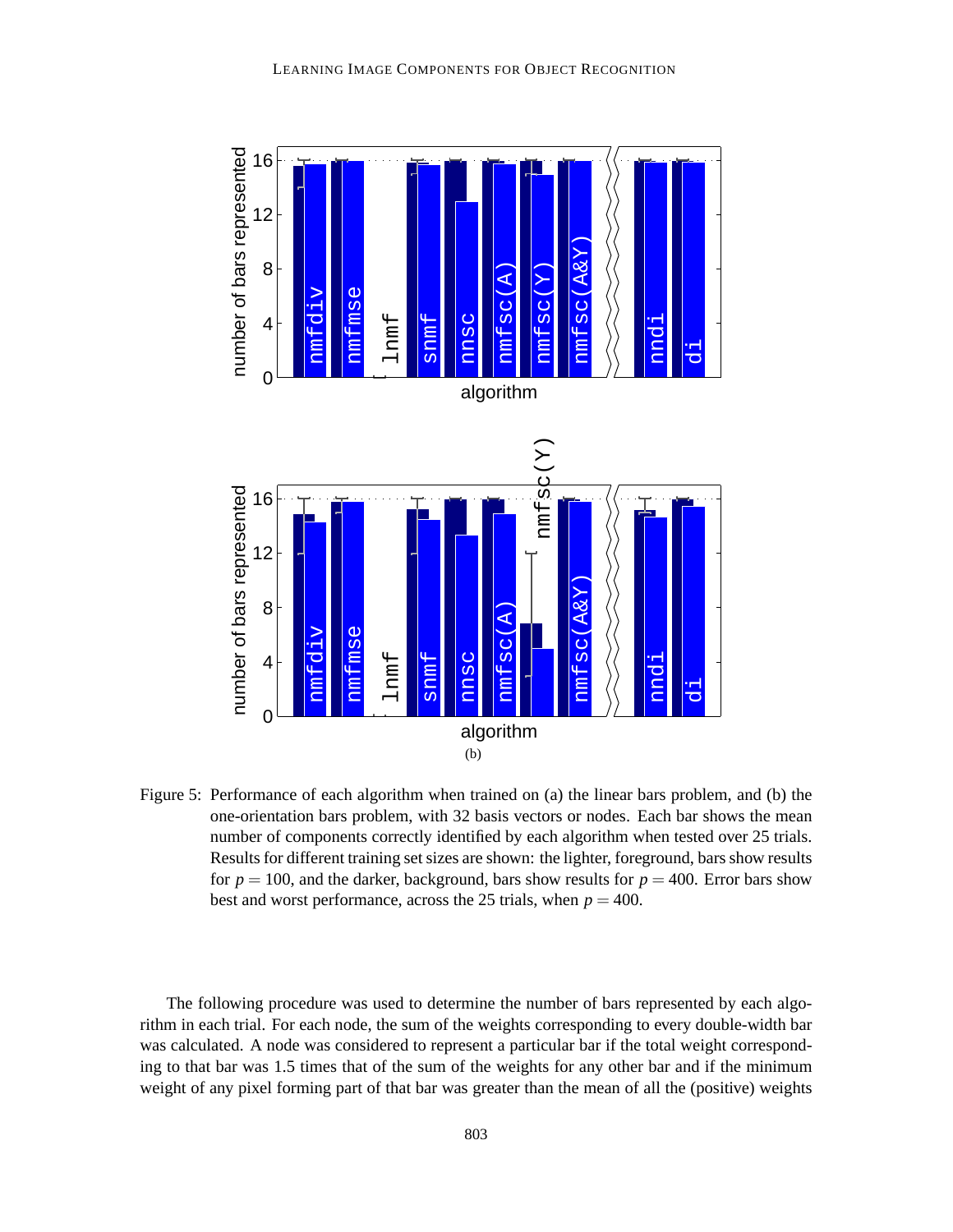(b)

Figure 5: Performance of each algorithm when trained on (a) the linear bars problem, and (b) the one-orientation bars problem, with 32 basis vectors or nodes. Each bar shows the mean number of components correctly identified by each algorithm when tested over 25 trials. Results for different training set sizes are shown: the lighter, foreground, bars show results for $p = 100$, and the darker, background, bars show results for $p = 400$. Error bars show best and worst performance, across the 25 trials, when $p = 400$.

The following procedure was used to determine the number of bars represented by each algorithm in each trial. For each node, the sum of the weights corresponding to every double-width bar was calculated. A node was considered to represent a particular bar if the total weight corresponding to that bar was 1.5 times that of the sum of the weights for any other bar and if the minimum weight of any pixel forming part of that bar was greater than the mean of all the (positive) weights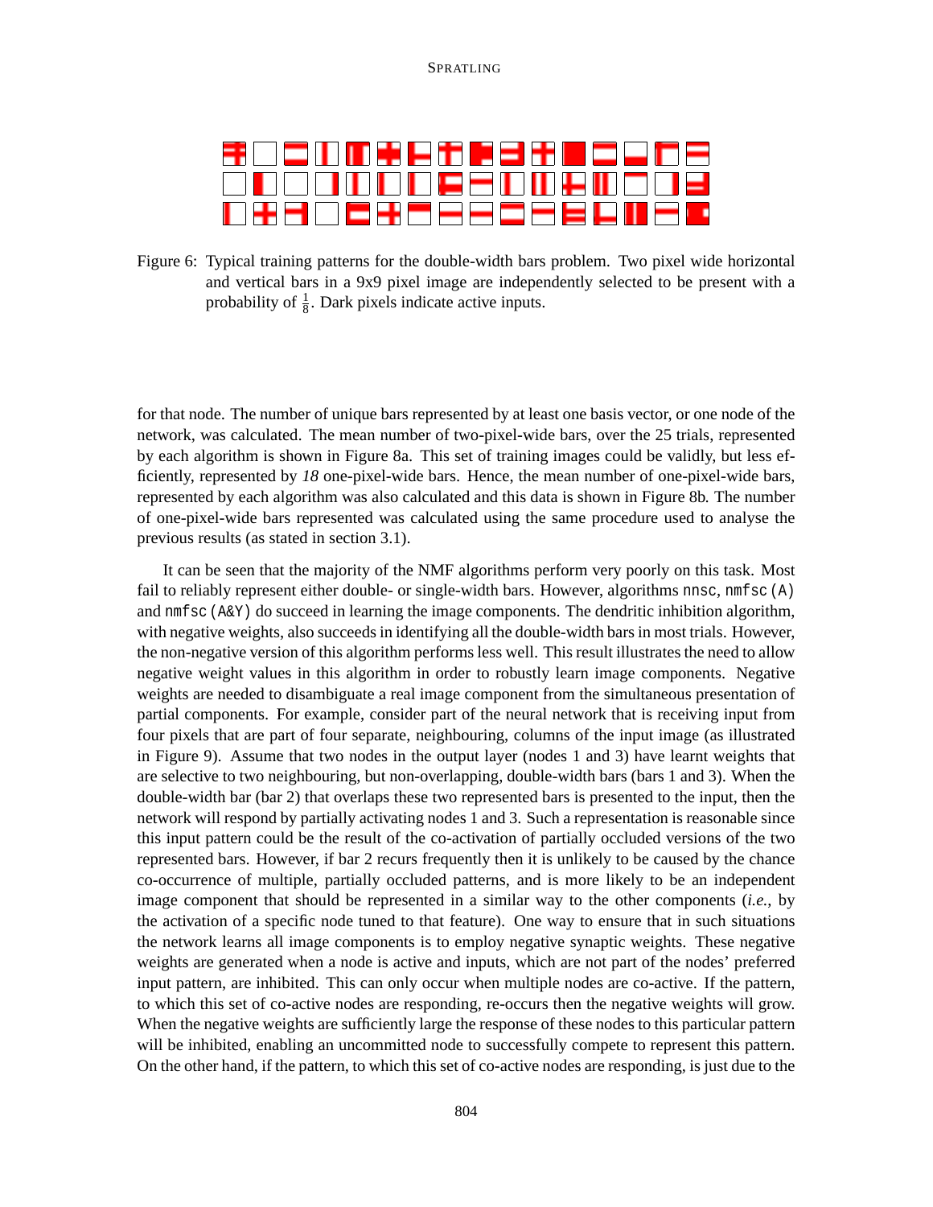Figure 6: Typical training patterns for the double-width bars problem. Two pixel wide horizontal and vertical bars in a 9x9 pixel image are independently selected to be present with a probability of $\frac{1}{8}$. Dark pixels indicate active inputs.

for that node. The number of unique bars represented by at least one basis vector, or one node of the network, was calculated. The mean number of two-pixel-wide bars, over the 25 trials, represented by each algorithm is shown in Figure 8a. This set of training images could be validly, but less efficiently, represented by *18* one-pixel-wide bars. Hence, the mean number of one-pixel-wide bars, represented by each algorithm was also calculated and this data is shown in Figure 8b. The number of one-pixel-wide bars represented was calculated using the same procedure used to analyse the previous results (as stated in section 3.1).

It can be seen that the majority of the NMF algorithms perform very poorly on this task. Most fail to reliably represent either double- or single-width bars. However, algorithms `nnsc`, `nmfsc(A)` and `nmfsc(A&Y)` do succeed in learning the image components. The dendritic inhibition algorithm, with negative weights, also succeeds in identifying all the double-width bars in most trials. However, the non-negative version of this algorithm performs less well. This result illustrates the need to allow negative weight values in this algorithm in order to robustly learn image components. Negative weights are needed to disambiguate a real image component from the simultaneous presentation of partial components. For example, consider part of the neural network that is receiving input from four pixels that are part of four separate, neighbouring, columns of the input image (as illustrated in Figure 9). Assume that two nodes in the output layer (nodes 1 and 3) have learnt weights that are selective to two neighbouring, but non-overlapping, double-width bars (bars 1 and 3). When the double-width bar (bar 2) that overlaps these two represented bars is presented to the input, then the network will respond by partially activating nodes 1 and 3. Such a representation is reasonable since this input pattern could be the result of the co-activation of partially occluded versions of the two represented bars. However, if bar 2 recurs frequently then it is unlikely to be caused by the chance co-occurrence of multiple, partially occluded patterns, and is more likely to be an independent image component that should be represented in a similar way to the other components (*i.e.*, by the activation of a specific node tuned to that feature). One way to ensure that in such situations the network learns all image components is to employ negative synaptic weights. These negative weights are generated when a node is active and inputs, which are not part of the nodes' preferred input pattern, are inhibited. This can only occur when multiple nodes are co-active. If the pattern, to which this set of co-active nodes are responding, re-occurs then the negative weights will grow. When the negative weights are sufficiently large the response of these nodes to this particular pattern will be inhibited, enabling an uncommitted node to successfully compete to represent this pattern. On the other hand, if the pattern, to which this set of co-active nodes are responding, is just due to the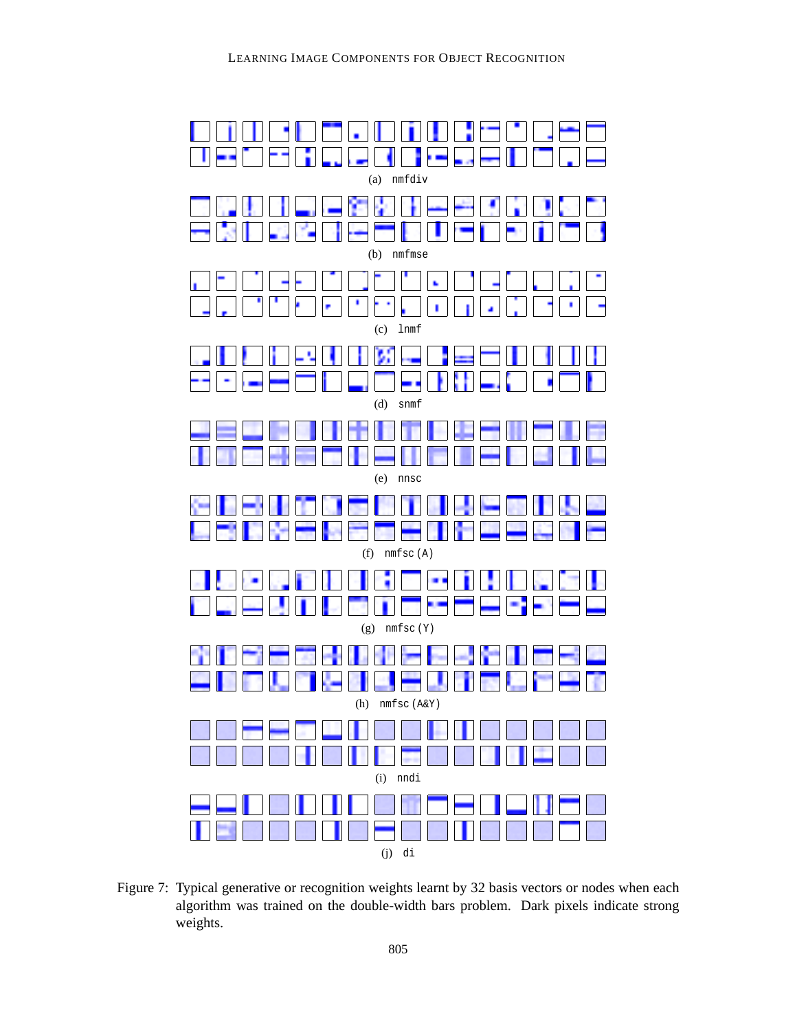(a) nmfdiv

(b) nmfmse

(c) lnmf

(d) snmf

(e) nnsc

(f) nmfsc (A)

(g) nmfsc (Y)

(h) nmfsc (A&Y)

(i) nndi

(j) di

Figure 7: Typical generative or recognition weights learnt by 32 basis vectors or nodes when each algorithm was trained on the double-width bars problem. Dark pixels indicate strong weights.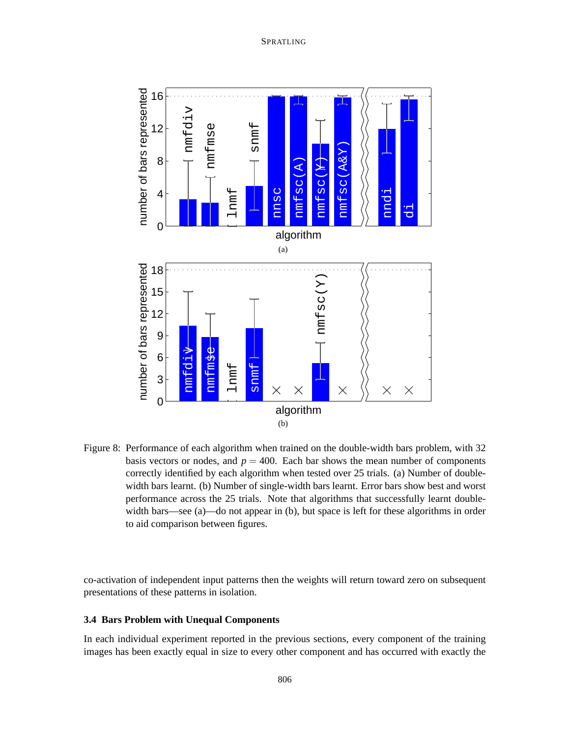Figure 8: Performance of each algorithm when trained on the double-width bars problem, with 32 basis vectors or nodes, and $p = 400$. Each bar shows the mean number of components correctly identified by each algorithm when tested over 25 trials. (a) Number of double-width bars learnt. (b) Number of single-width bars learnt. Error bars show best and worst performance across the 25 trials. Note that algorithms that successfully learnt double-width bars—see (a)—do not appear in (b), but space is left for these algorithms in order to aid comparison between figures.

co-activation of independent input patterns then the weights will return toward zero on subsequent presentations of these patterns in isolation.

### 3.4 Bars Problem with Unequal Components

In each individual experiment reported in the previous sections, every component of the training images has been exactly equal in size to every other component and has occurred with exactly the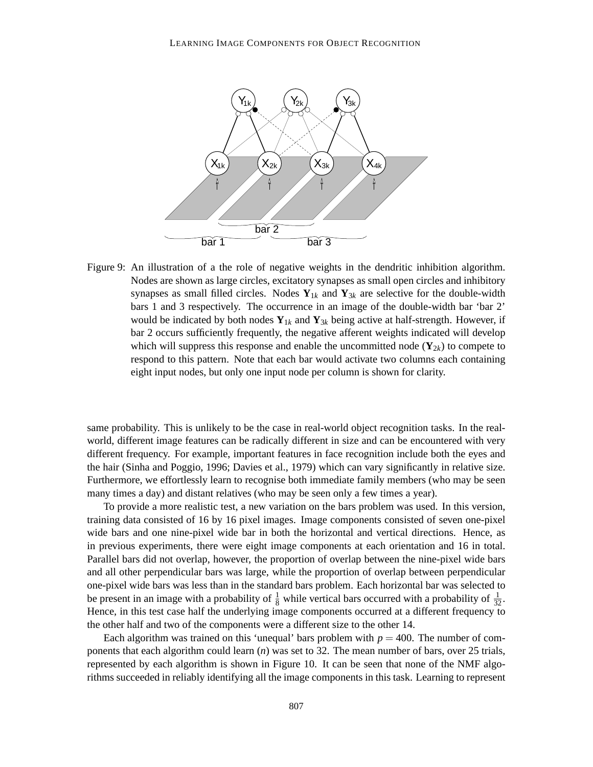Figure 9: An illustration of a the role of negative weights in the dendritic inhibition algorithm. Nodes are shown as large circles, excitatory synapses as small open circles and inhibitory synapses as small filled circles. Nodes $\mathbf{Y}_{1k}$ and $\mathbf{Y}_{3k}$ are selective for the double-width bars 1 and 3 respectively. The occurrence in an image of the double-width bar 'bar 2' would be indicated by both nodes $\mathbf{Y}_{1k}$ and $\mathbf{Y}_{3k}$ being active at half-strength. However, if bar 2 occurs sufficiently frequently, the negative afferent weights indicated will develop which will suppress this response and enable the uncommitted node ($\mathbf{Y}_{2k}$) to compete to respond to this pattern. Note that each bar would activate two columns each containing eight input nodes, but only one input node per column is shown for clarity.

same probability. This is unlikely to be the case in real-world object recognition tasks. In the real-world, different image features can be radically different in size and can be encountered with very different frequency. For example, important features in face recognition include both the eyes and the hair (Sinha and Poggio, 1996; Davies et al., 1979) which can vary significantly in relative size. Furthermore, we effortlessly learn to recognise both immediate family members (who may be seen many times a day) and distant relatives (who may be seen only a few times a year).

To provide a more realistic test, a new variation on the bars problem was used. In this version, training data consisted of 16 by 16 pixel images. Image components consisted of seven one-pixel wide bars and one nine-pixel wide bar in both the horizontal and vertical directions. Hence, as in previous experiments, there were eight image components at each orientation and 16 in total. Parallel bars did not overlap, however, the proportion of overlap between the nine-pixel wide bars and all other perpendicular bars was large, while the proportion of overlap between perpendicular one-pixel wide bars was less than in the standard bars problem. Each horizontal bar was selected to be present in an image with a probability of $\frac{1}{8}$ while vertical bars occurred with a probability of $\frac{1}{32}$. Hence, in this test case half the underlying image components occurred at a different frequency to the other half and two of the components were a different size to the other 14.

Each algorithm was trained on this 'unequal' bars problem with $p = 400$. The number of components that each algorithm could learn ($n$) was set to 32. The mean number of bars, over 25 trials, represented by each algorithm is shown in Figure 10. It can be seen that none of the NMF algorithms succeeded in reliably identifying all the image components in this task. Learning to represent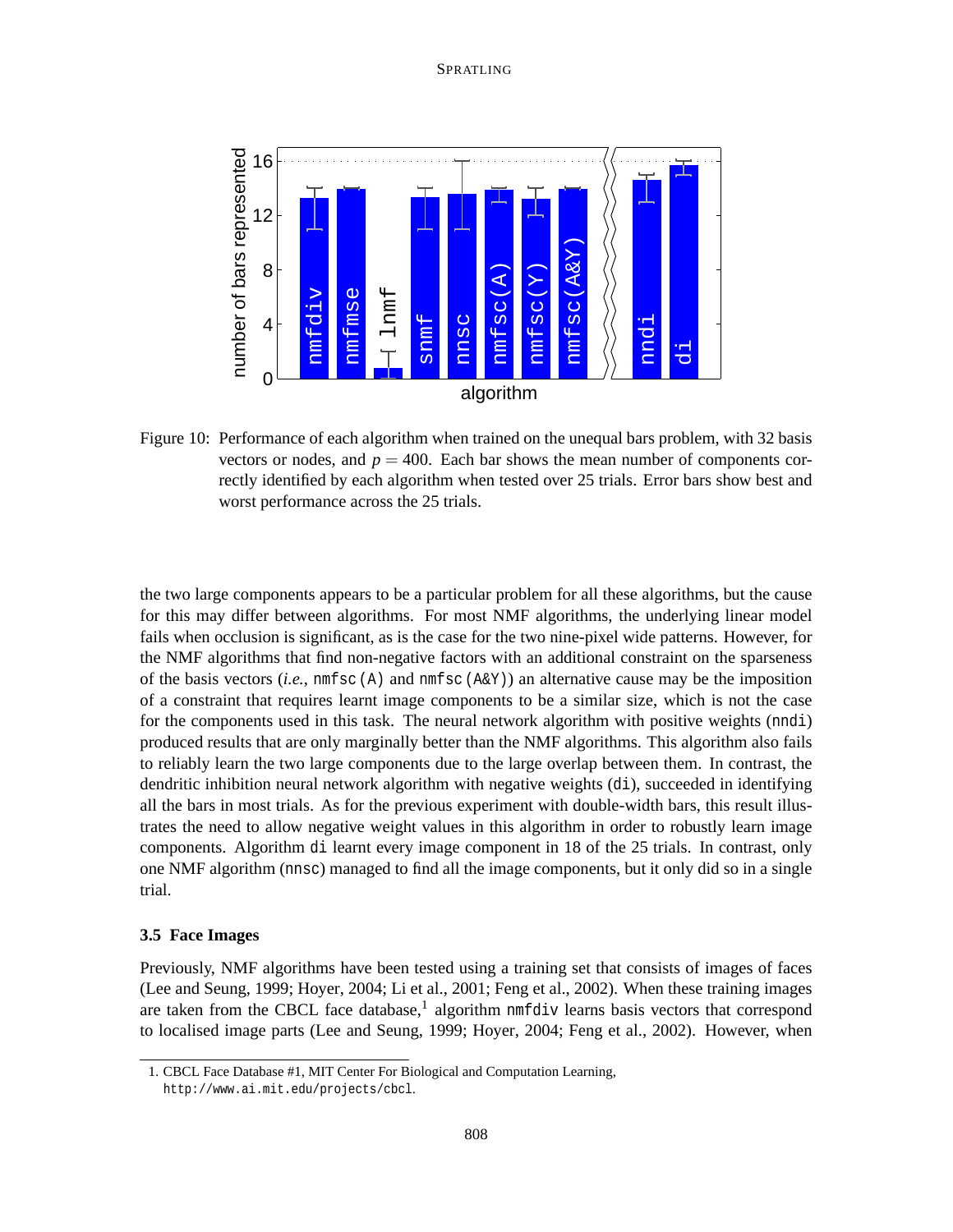Figure 10: Performance of each algorithm when trained on the unequal bars problem, with 32 basis vectors or nodes, and $p = 400$. Each bar shows the mean number of components correctly identified by each algorithm when tested over 25 trials. Error bars show best and worst performance across the 25 trials.

the two large components appears to be a particular problem for all these algorithms, but the cause for this may differ between algorithms. For most NMF algorithms, the underlying linear model fails when occlusion is significant, as is the case for the two nine-pixel wide patterns. However, for the NMF algorithms that find non-negative factors with an additional constraint on the sparseness of the basis vectors (*i.e.*, `nmfsc(A)` and `nmfsc(A&Y)`) an alternative cause may be the imposition of a constraint that requires learnt image components to be a similar size, which is not the case for the components used in this task. The neural network algorithm with positive weights (`nndi`) produced results that are only marginally better than the NMF algorithms. This algorithm also fails to reliably learn the two large components due to the large overlap between them. In contrast, the dendritic inhibition neural network algorithm with negative weights (`di`), succeeded in identifying all the bars in most trials. As for the previous experiment with double-width bars, this result illustrates the need to allow negative weight values in this algorithm in order to robustly learn image components. Algorithm `di` learnt every image component in 18 of the 25 trials. In contrast, only one NMF algorithm (`nnsc`) managed to find all the image components, but it only did so in a single trial.

### 3.5 Face Images

Previously, NMF algorithms have been tested using a training set that consists of images of faces (Lee and Seung, 1999; Hoyer, 2004; Li et al., 2001; Feng et al., 2002). When these training images are taken from the CBCL face database,[1] algorithm `nmfdiv` learns basis vectors that correspond to localised image parts (Lee and Seung, 1999; Hoyer, 2004; Feng et al., 2002). However, when

1. CBCL Face Database #1, MIT Center For Biological and Computation Learning, `http://www.ai.mit.edu/projects/cbcl`.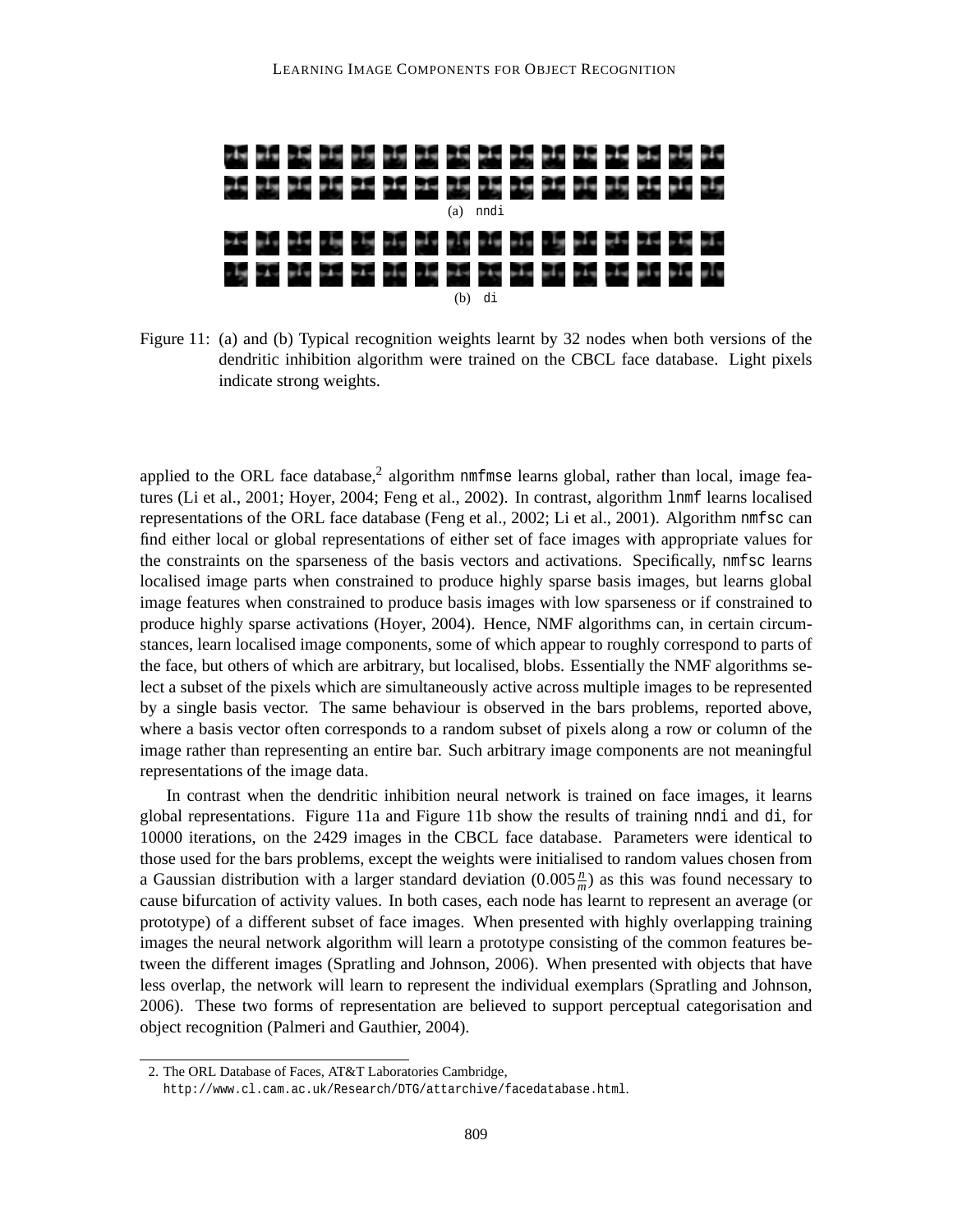(a) nndi

(b) di

Figure 11: (a) and (b) Typical recognition weights learnt by 32 nodes when both versions of the dendritic inhibition algorithm were trained on the CBCL face database. Light pixels indicate strong weights.

applied to the ORL face database,[2] algorithm nmfmse learns global, rather than local, image features (Li et al., 2001; Hoyer, 2004; Feng et al., 2002). In contrast, algorithm lnmf learns localised representations of the ORL face database (Feng et al., 2002; Li et al., 2001). Algorithm nmfsc can find either local or global representations of either set of face images with appropriate values for the constraints on the sparseness of the basis vectors and activations. Specifically, nmfsc learns localised image parts when constrained to produce highly sparse basis images, but learns global image features when constrained to produce basis images with low sparseness or if constrained to produce highly sparse activations (Hoyer, 2004). Hence, NMF algorithms can, in certain circumstances, learn localised image components, some of which appear to roughly correspond to parts of the face, but others of which are arbitrary, but localised, blobs. Essentially the NMF algorithms select a subset of the pixels which are simultaneously active across multiple images to be represented by a single basis vector. The same behaviour is observed in the bars problems, reported above, where a basis vector often corresponds to a random subset of pixels along a row or column of the image rather than representing an entire bar. Such arbitrary image components are not meaningful representations of the image data.

In contrast when the dendritic inhibition neural network is trained on face images, it learns global representations. Figure 11a and Figure 11b show the results of training nndi and di, for 10000 iterations, on the 2429 images in the CBCL face database. Parameters were identical to those used for the bars problems, except the weights were initialised to random values chosen from a Gaussian distribution with a larger standard deviation ($0.005\frac{n}{m}$) as this was found necessary to cause bifurcation of activity values. In both cases, each node has learnt to represent an average (or prototype) of a different subset of face images. When presented with highly overlapping training images the neural network algorithm will learn a prototype consisting of the common features between the different images (Spratling and Johnson, 2006). When presented with objects that have less overlap, the network will learn to represent the individual exemplars (Spratling and Johnson, 2006). These two forms of representation are believed to support perceptual categorisation and object recognition (Palmeri and Gauthier, 2004).

2. The ORL Database of Faces, AT&T Laboratories Cambridge, http://www.cl.cam.ac.uk/Research/DTG/attarchive/facedatabase.html.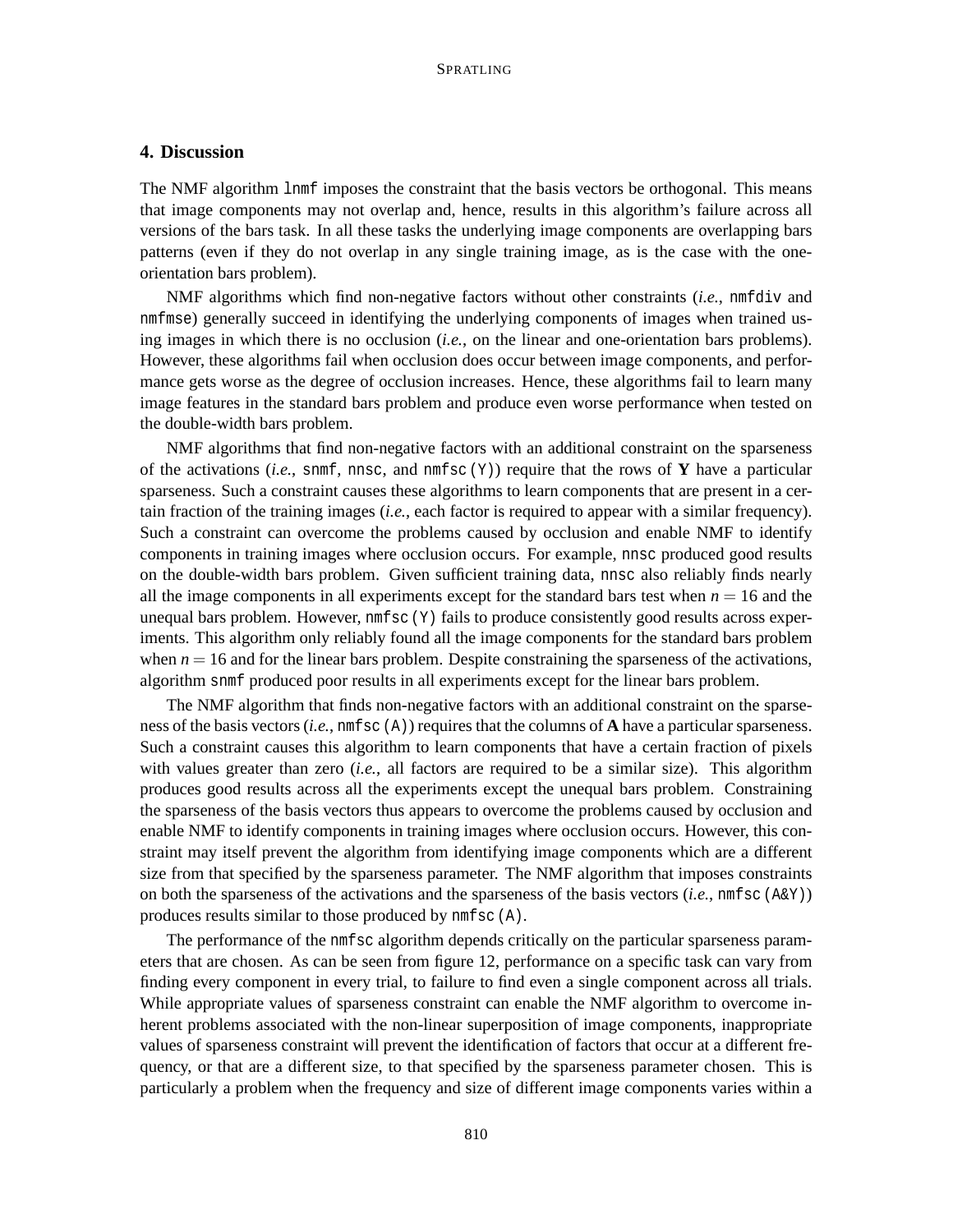## 4. Discussion

The NMF algorithm `lnmf` imposes the constraint that the basis vectors be orthogonal. This means that image components may not overlap and, hence, results in this algorithm's failure across all versions of the bars task. In all these tasks the underlying image components are overlapping bars patterns (even if they do not overlap in any single training image, as is the case with the one-orientation bars problem).

NMF algorithms which find non-negative factors without other constraints (*i.e.*, `nmfdiv` and `nmfmse`) generally succeed in identifying the underlying components of images when trained using images in which there is no occlusion (*i.e.*, on the linear and one-orientation bars problems). However, these algorithms fail when occlusion does occur between image components, and performance gets worse as the degree of occlusion increases. Hence, these algorithms fail to learn many image features in the standard bars problem and produce even worse performance when tested on the double-width bars problem.

NMF algorithms that find non-negative factors with an additional constraint on the sparseness of the activations (*i.e.*, `snmf`, `nnsc`, and `nmfsc(Y)`) require that the rows of **Y** have a particular sparseness. Such a constraint causes these algorithms to learn components that are present in a certain fraction of the training images (*i.e.*, each factor is required to appear with a similar frequency). Such a constraint can overcome the problems caused by occlusion and enable NMF to identify components in training images where occlusion occurs. For example, `nnsc` produced good results on the double-width bars problem. Given sufficient training data, `nnsc` also reliably finds nearly all the image components in all experiments except for the standard bars test when $n = 16$ and the unequal bars problem. However, `nmfsc(Y)` fails to produce consistently good results across experiments. This algorithm only reliably found all the image components for the standard bars problem when $n = 16$ and for the linear bars problem. Despite constraining the sparseness of the activations, algorithm `snmf` produced poor results in all experiments except for the linear bars problem.

The NMF algorithm that finds non-negative factors with an additional constraint on the sparseness of the basis vectors (*i.e.*, `nmfsc(A)`) requires that the columns of **A** have a particular sparseness. Such a constraint causes this algorithm to learn components that have a certain fraction of pixels with values greater than zero (*i.e.*, all factors are required to be a similar size). This algorithm produces good results across all the experiments except the unequal bars problem. Constraining the sparseness of the basis vectors thus appears to overcome the problems caused by occlusion and enable NMF to identify components in training images where occlusion occurs. However, this constraint may itself prevent the algorithm from identifying image components which are a different size from that specified by the sparseness parameter. The NMF algorithm that imposes constraints on both the sparseness of the activations and the sparseness of the basis vectors (*i.e.*, `nmfsc(A&Y)`) produces results similar to those produced by `nmfsc(A)`.

The performance of the `nmfsc` algorithm depends critically on the particular sparseness parameters that are chosen. As can be seen from figure 12, performance on a specific task can vary from finding every component in every trial, to failure to find even a single component across all trials. While appropriate values of sparseness constraint can enable the NMF algorithm to overcome inherent problems associated with the non-linear superposition of image components, inappropriate values of sparseness constraint will prevent the identification of factors that occur at a different frequency, or that are a different size, to that specified by the sparseness parameter chosen. This is particularly a problem when the frequency and size of different image components varies within a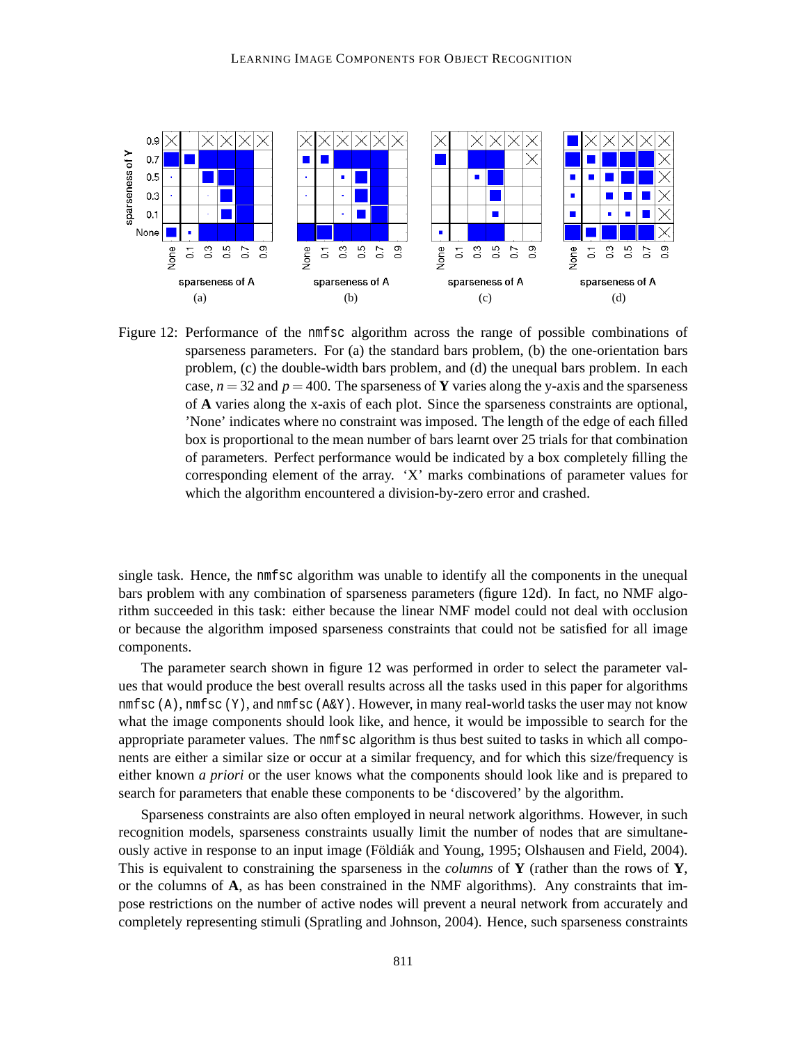Figure 12: Performance of the nmfsc algorithm across the range of possible combinations of sparseness parameters. For (a) the standard bars problem, (b) the one-orientation bars problem, (c) the double-width bars problem, and (d) the unequal bars problem. In each case, $n = 32$ and $p = 400$. The sparseness of $\mathbf{Y}$ varies along the y-axis and the sparseness of $\mathbf{A}$ varies along the x-axis of each plot. Since the sparseness constraints are optional, 'None' indicates where no constraint was imposed. The length of the edge of each filled box is proportional to the mean number of bars learnt over 25 trials for that combination of parameters. Perfect performance would be indicated by a box completely filling the corresponding element of the array. 'X' marks combinations of parameter values for which the algorithm encountered a division-by-zero error and crashed.

single task. Hence, the nmfsc algorithm was unable to identify all the components in the unequal bars problem with any combination of sparseness parameters (figure 12d). In fact, no NMF algorithm succeeded in this task: either because the linear NMF model could not deal with occlusion or because the algorithm imposed sparseness constraints that could not be satisfied for all image components.

The parameter search shown in figure 12 was performed in order to select the parameter values that would produce the best overall results across all the tasks used in this paper for algorithms nmfsc(A), nmfsc(Y), and nmfsc(A&Y). However, in many real-world tasks the user may not know what the image components should look like, and hence, it would be impossible to search for the appropriate parameter values. The nmfsc algorithm is thus best suited to tasks in which all components are either a similar size or occur at a similar frequency, and for which this size/frequency is either known *a priori* or the user knows what the components should look like and is prepared to search for parameters that enable these components to be 'discovered' by the algorithm.

Sparseness constraints are also often employed in neural network algorithms. However, in such recognition models, sparseness constraints usually limit the number of nodes that are simultaneously active in response to an input image (Földiák and Young, 1995; Olshausen and Field, 2004). This is equivalent to constraining the sparseness in the *columns* of $\mathbf{Y}$ (rather than the rows of $\mathbf{Y}$, or the columns of $\mathbf{A}$, as has been constrained in the NMF algorithms). Any constraints that impose restrictions on the number of active nodes will prevent a neural network from accurately and completely representing stimuli (Spratling and Johnson, 2004). Hence, such sparseness constraints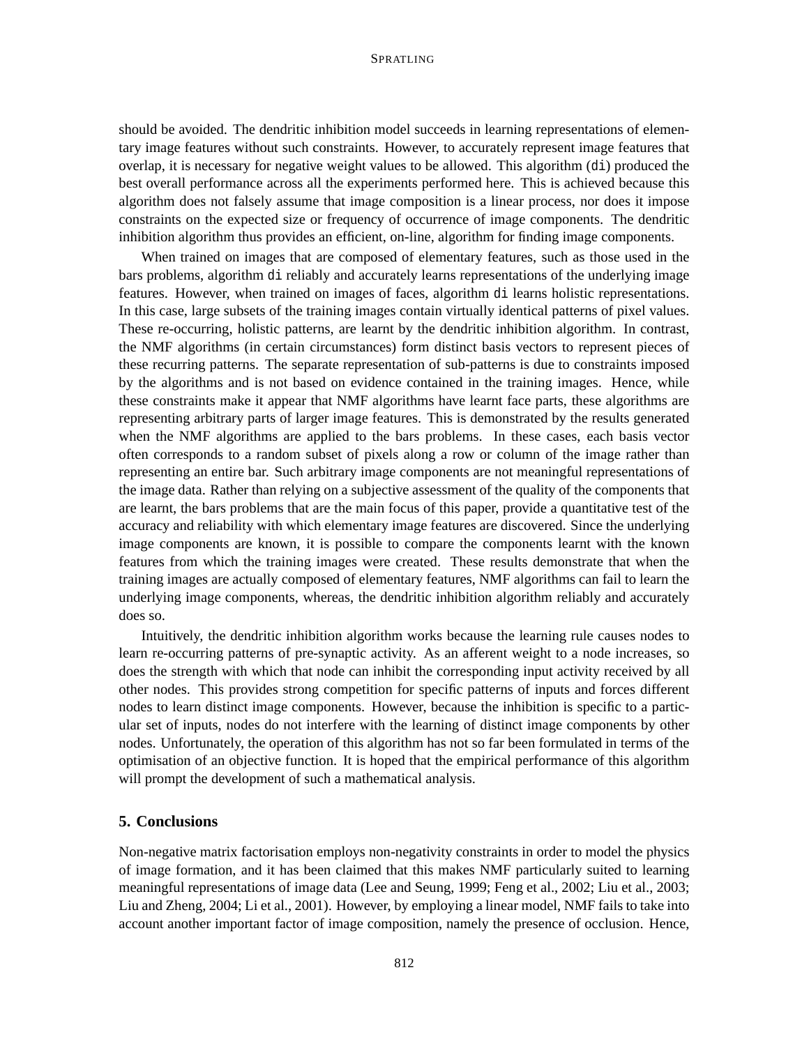should be avoided. The dendritic inhibition model succeeds in learning representations of elementary image features without such constraints. However, to accurately represent image features that overlap, it is necessary for negative weight values to be allowed. This algorithm (`di`) produced the best overall performance across all the experiments performed here. This is achieved because this algorithm does not falsely assume that image composition is a linear process, nor does it impose constraints on the expected size or frequency of occurrence of image components. The dendritic inhibition algorithm thus provides an efficient, on-line, algorithm for finding image components.

When trained on images that are composed of elementary features, such as those used in the bars problems, algorithm `di` reliably and accurately learns representations of the underlying image features. However, when trained on images of faces, algorithm `di` learns holistic representations. In this case, large subsets of the training images contain virtually identical patterns of pixel values. These re-occurring, holistic patterns, are learnt by the dendritic inhibition algorithm. In contrast, the NMF algorithms (in certain circumstances) form distinct basis vectors to represent pieces of these recurring patterns. The separate representation of sub-patterns is due to constraints imposed by the algorithms and is not based on evidence contained in the training images. Hence, while these constraints make it appear that NMF algorithms have learnt face parts, these algorithms are representing arbitrary parts of larger image features. This is demonstrated by the results generated when the NMF algorithms are applied to the bars problems. In these cases, each basis vector often corresponds to a random subset of pixels along a row or column of the image rather than representing an entire bar. Such arbitrary image components are not meaningful representations of the image data. Rather than relying on a subjective assessment of the quality of the components that are learnt, the bars problems that are the main focus of this paper, provide a quantitative test of the accuracy and reliability with which elementary image features are discovered. Since the underlying image components are known, it is possible to compare the components learnt with the known features from which the training images were created. These results demonstrate that when the training images are actually composed of elementary features, NMF algorithms can fail to learn the underlying image components, whereas, the dendritic inhibition algorithm reliably and accurately does so.

Intuitively, the dendritic inhibition algorithm works because the learning rule causes nodes to learn re-occurring patterns of pre-synaptic activity. As an afferent weight to a node increases, so does the strength with which that node can inhibit the corresponding input activity received by all other nodes. This provides strong competition for specific patterns of inputs and forces different nodes to learn distinct image components. However, because the inhibition is specific to a particular set of inputs, nodes do not interfere with the learning of distinct image components by other nodes. Unfortunately, the operation of this algorithm has not so far been formulated in terms of the optimisation of an objective function. It is hoped that the empirical performance of this algorithm will prompt the development of such a mathematical analysis.

## 5. Conclusions

Non-negative matrix factorisation employs non-negativity constraints in order to model the physics of image formation, and it has been claimed that this makes NMF particularly suited to learning meaningful representations of image data (Lee and Seung, 1999; Feng et al., 2002; Liu et al., 2003; Liu and Zheng, 2004; Li et al., 2001). However, by employing a linear model, NMF fails to take into account another important factor of image composition, namely the presence of occlusion. Hence,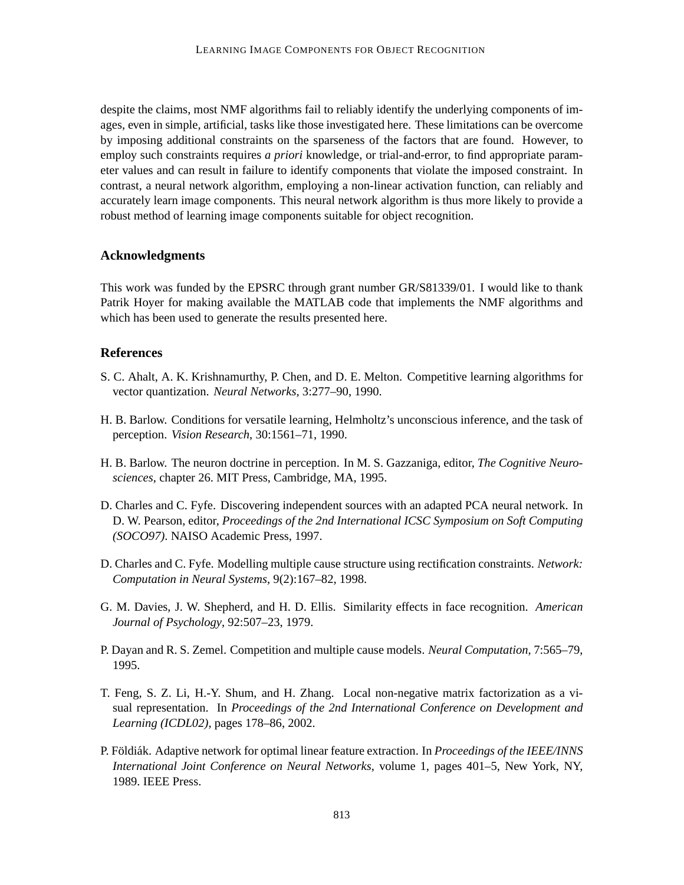despite the claims, most NMF algorithms fail to reliably identify the underlying components of images, even in simple, artificial, tasks like those investigated here. These limitations can be overcome by imposing additional constraints on the sparseness of the factors that are found. However, to employ such constraints requires *a priori* knowledge, or trial-and-error, to find appropriate parameter values and can result in failure to identify components that violate the imposed constraint. In contrast, a neural network algorithm, employing a non-linear activation function, can reliably and accurately learn image components. This neural network algorithm is thus more likely to provide a robust method of learning image components suitable for object recognition.

## Acknowledgments

This work was funded by the EPSRC through grant number GR/S81339/01. I would like to thank Patrik Hoyer for making available the MATLAB code that implements the NMF algorithms and which has been used to generate the results presented here.

## References

S. C. Ahalt, A. K. Krishnamurthy, P. Chen, and D. E. Melton. Competitive learning algorithms for vector quantization. *Neural Networks*, 3:277–90, 1990.

H. B. Barlow. Conditions for versatile learning, Helmholtz's unconscious inference, and the task of perception. *Vision Research*, 30:1561–71, 1990.

H. B. Barlow. The neuron doctrine in perception. In M. S. Gazzaniga, editor, *The Cognitive Neurosciences*, chapter 26. MIT Press, Cambridge, MA, 1995.

D. Charles and C. Fyfe. Discovering independent sources with an adapted PCA neural network. In D. W. Pearson, editor, *Proceedings of the 2nd International ICSC Symposium on Soft Computing (SOCO97)*. NAISO Academic Press, 1997.

D. Charles and C. Fyfe. Modelling multiple cause structure using rectification constraints. *Network: Computation in Neural Systems*, 9(2):167–82, 1998.

G. M. Davies, J. W. Shepherd, and H. D. Ellis. Similarity effects in face recognition. *American Journal of Psychology*, 92:507–23, 1979.

P. Dayan and R. S. Zemel. Competition and multiple cause models. *Neural Computation*, 7:565–79, 1995.

T. Feng, S. Z. Li, H.-Y. Shum, and H. Zhang. Local non-negative matrix factorization as a visual representation. In *Proceedings of the 2nd International Conference on Development and Learning (ICDL02)*, pages 178–86, 2002.

P. Földiák. Adaptive network for optimal linear feature extraction. In *Proceedings of the IEEE/INNS International Joint Conference on Neural Networks*, volume 1, pages 401–5, New York, NY, 1989. IEEE Press.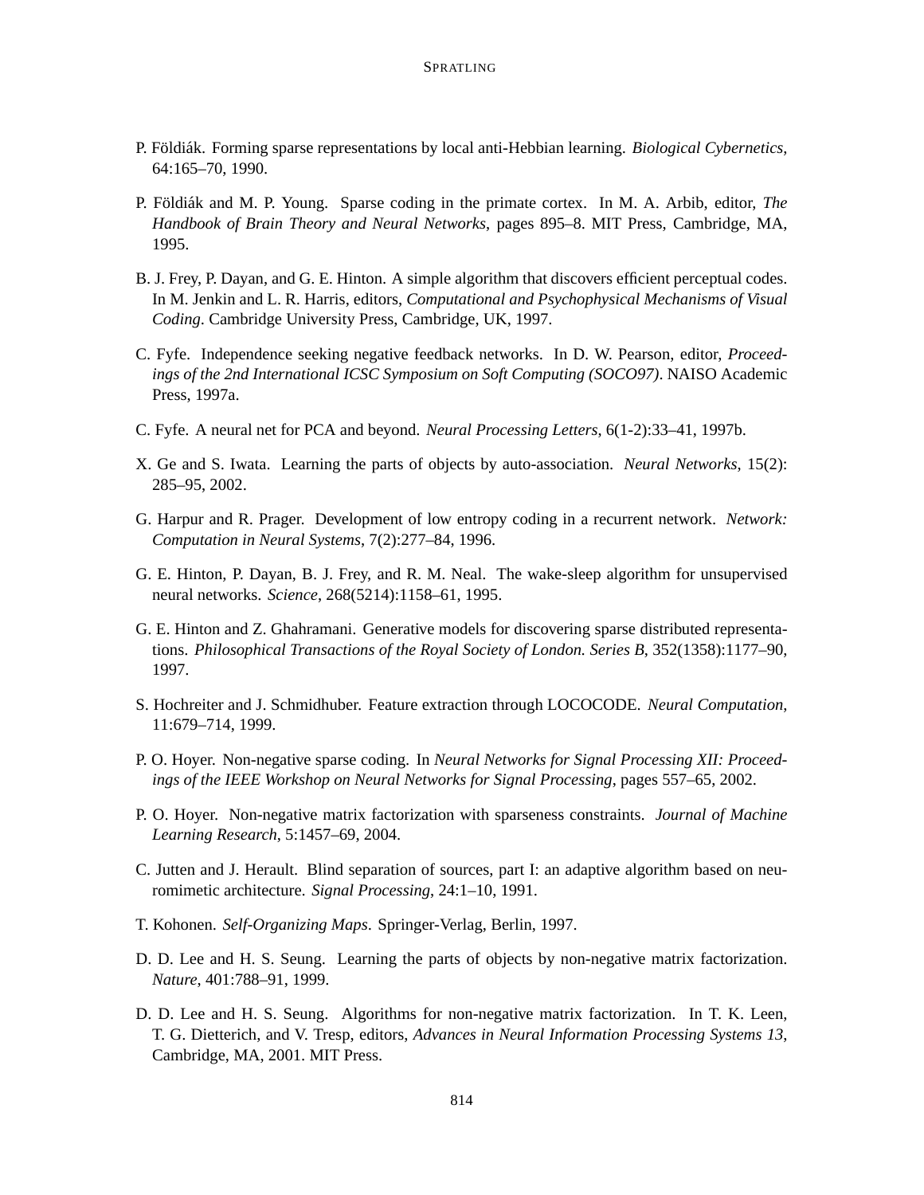P. Földiák. Forming sparse representations by local anti-Hebbian learning. *Biological Cybernetics*, 64:165–70, 1990.

P. Földiák and M. P. Young. Sparse coding in the primate cortex. In M. A. Arbib, editor, *The Handbook of Brain Theory and Neural Networks*, pages 895–8. MIT Press, Cambridge, MA, 1995.

B. J. Frey, P. Dayan, and G. E. Hinton. A simple algorithm that discovers efficient perceptual codes. In M. Jenkin and L. R. Harris, editors, *Computational and Psychophysical Mechanisms of Visual Coding*. Cambridge University Press, Cambridge, UK, 1997.

C. Fyfe. Independence seeking negative feedback networks. In D. W. Pearson, editor, *Proceedings of the 2nd International ICSC Symposium on Soft Computing (SOCO97)*. NAISO Academic Press, 1997a.

C. Fyfe. A neural net for PCA and beyond. *Neural Processing Letters*, 6(1-2):33–41, 1997b.

X. Ge and S. Iwata. Learning the parts of objects by auto-association. *Neural Networks*, 15(2): 285–95, 2002.

G. Harpur and R. Prager. Development of low entropy coding in a recurrent network. *Network: Computation in Neural Systems*, 7(2):277–84, 1996.

G. E. Hinton, P. Dayan, B. J. Frey, and R. M. Neal. The wake-sleep algorithm for unsupervised neural networks. *Science*, 268(5214):1158–61, 1995.

G. E. Hinton and Z. Ghahramani. Generative models for discovering sparse distributed representations. *Philosophical Transactions of the Royal Society of London. Series B*, 352(1358):1177–90, 1997.

S. Hochreiter and J. Schmidhuber. Feature extraction through LOCOCODE. *Neural Computation*, 11:679–714, 1999.

P. O. Hoyer. Non-negative sparse coding. In *Neural Networks for Signal Processing XII: Proceedings of the IEEE Workshop on Neural Networks for Signal Processing*, pages 557–65, 2002.

P. O. Hoyer. Non-negative matrix factorization with sparseness constraints. *Journal of Machine Learning Research*, 5:1457–69, 2004.

C. Jutten and J. Herault. Blind separation of sources, part I: an adaptive algorithm based on neuromimetic architecture. *Signal Processing*, 24:1–10, 1991.

T. Kohonen. *Self-Organizing Maps*. Springer-Verlag, Berlin, 1997.

D. D. Lee and H. S. Seung. Learning the parts of objects by non-negative matrix factorization. *Nature*, 401:788–91, 1999.

D. D. Lee and H. S. Seung. Algorithms for non-negative matrix factorization. In T. K. Leen, T. G. Dietterich, and V. Tresp, editors, *Advances in Neural Information Processing Systems 13*, Cambridge, MA, 2001. MIT Press.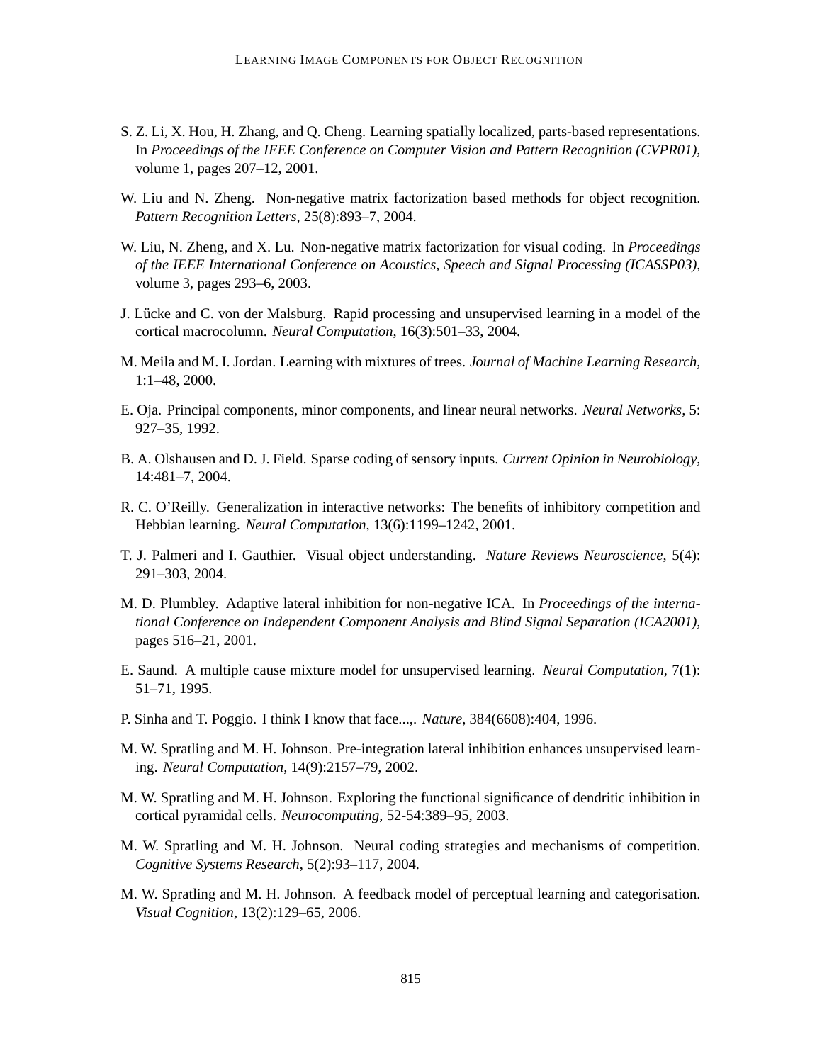S. Z. Li, X. Hou, H. Zhang, and Q. Cheng. Learning spatially localized, parts-based representations. In *Proceedings of the IEEE Conference on Computer Vision and Pattern Recognition (CVPR01)*, volume 1, pages 207–12, 2001.

W. Liu and N. Zheng. Non-negative matrix factorization based methods for object recognition. *Pattern Recognition Letters*, 25(8):893–7, 2004.

W. Liu, N. Zheng, and X. Lu. Non-negative matrix factorization for visual coding. In *Proceedings of the IEEE International Conference on Acoustics, Speech and Signal Processing (ICASSP03)*, volume 3, pages 293–6, 2003.

J. Lücke and C. von der Malsburg. Rapid processing and unsupervised learning in a model of the cortical macrocolumn. *Neural Computation*, 16(3):501–33, 2004.

M. Meila and M. I. Jordan. Learning with mixtures of trees. *Journal of Machine Learning Research*, 1:1–48, 2000.

E. Oja. Principal components, minor components, and linear neural networks. *Neural Networks*, 5: 927–35, 1992.

B. A. Olshausen and D. J. Field. Sparse coding of sensory inputs. *Current Opinion in Neurobiology*, 14:481–7, 2004.

R. C. O'Reilly. Generalization in interactive networks: The benefits of inhibitory competition and Hebbian learning. *Neural Computation*, 13(6):1199–1242, 2001.

T. J. Palmeri and I. Gauthier. Visual object understanding. *Nature Reviews Neuroscience*, 5(4): 291–303, 2004.

M. D. Plumbley. Adaptive lateral inhibition for non-negative ICA. In *Proceedings of the international Conference on Independent Component Analysis and Blind Signal Separation (ICA2001)*, pages 516–21, 2001.

E. Saund. A multiple cause mixture model for unsupervised learning. *Neural Computation*, 7(1): 51–71, 1995.

P. Sinha and T. Poggio. I think I know that face...,. *Nature*, 384(6608):404, 1996.

M. W. Spratling and M. H. Johnson. Pre-integration lateral inhibition enhances unsupervised learning. *Neural Computation*, 14(9):2157–79, 2002.

M. W. Spratling and M. H. Johnson. Exploring the functional significance of dendritic inhibition in cortical pyramidal cells. *Neurocomputing*, 52-54:389–95, 2003.

M. W. Spratling and M. H. Johnson. Neural coding strategies and mechanisms of competition. *Cognitive Systems Research*, 5(2):93–117, 2004.

M. W. Spratling and M. H. Johnson. A feedback model of perceptual learning and categorisation. *Visual Cognition*, 13(2):129–65, 2006.